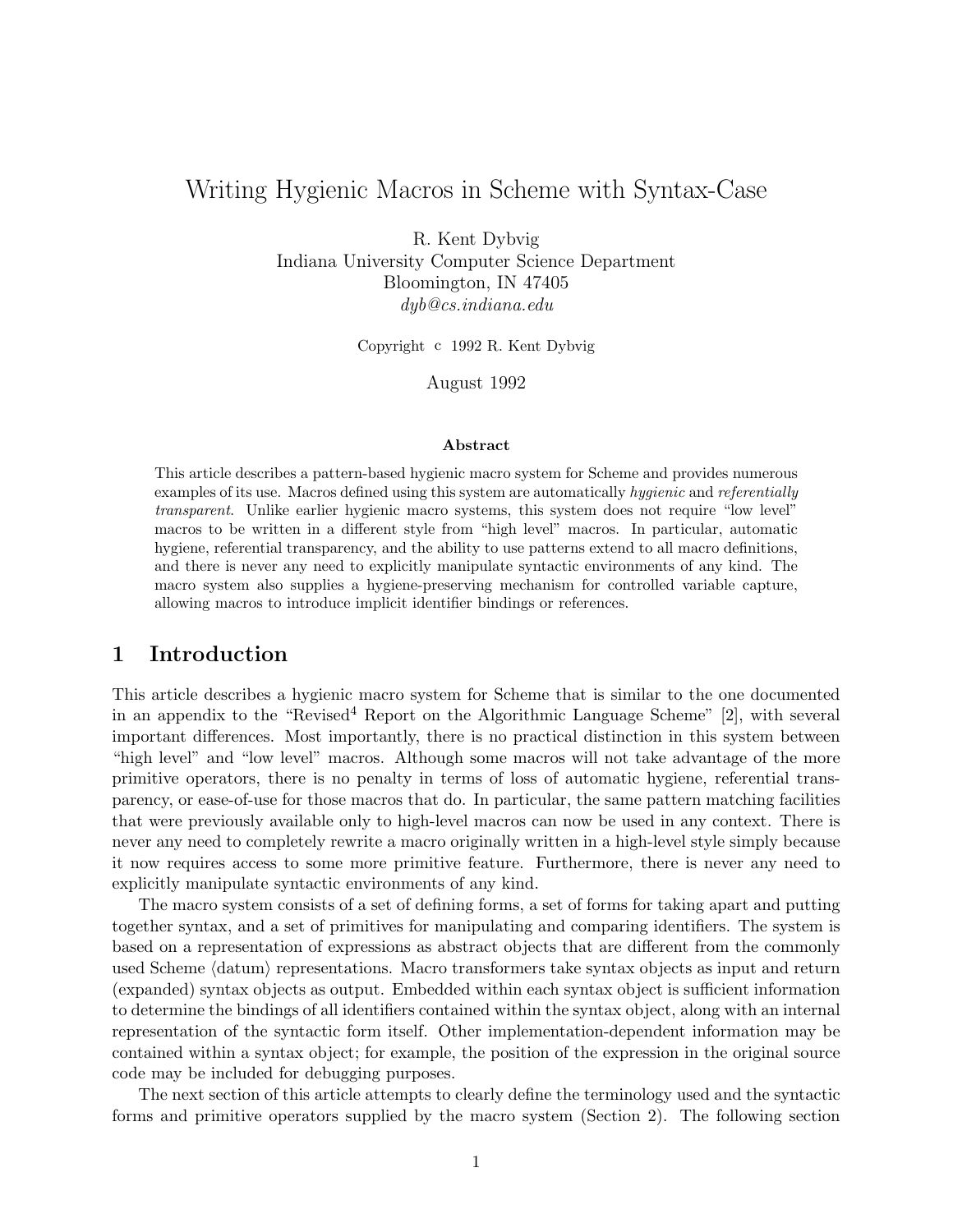# Writing Hygienic Macros in Scheme with Syntax-Case

R. Kent Dybvig
Indiana University Computer Science Department
Bloomington, IN 47405
*dyb@cs.indiana.edu*

Copyright © 1992 R. Kent Dybvig

August 1992

**Abstract**

This article describes a pattern-based hygienic macro system for Scheme and provides numerous examples of its use. Macros defined using this system are automatically *hygienic* and *referentially transparent*. Unlike earlier hygienic macro systems, this system does not require "low level" macros to be written in a different style from "high level" macros. In particular, automatic hygiene, referential transparency, and the ability to use patterns extend to all macro definitions, and there is never any need to explicitly manipulate syntactic environments of any kind. The macro system also supplies a hygiene-preserving mechanism for controlled variable capture, allowing macros to introduce implicit identifier bindings or references.

## 1 Introduction

This article describes a hygienic macro system for Scheme that is similar to the one documented in an appendix to the "Revised$^4$ Report on the Algorithmic Language Scheme" [2], with several important differences. Most importantly, there is no practical distinction in this system between "high level" and "low level" macros. Although some macros will not take advantage of the more primitive operators, there is no penalty in terms of loss of automatic hygiene, referential transparency, or ease-of-use for those macros that do. In particular, the same pattern matching facilities that were previously available only to high-level macros can now be used in any context. There is never any need to completely rewrite a macro originally written in a high-level style simply because it now requires access to some more primitive feature. Furthermore, there is never any need to explicitly manipulate syntactic environments of any kind.

The macro system consists of a set of defining forms, a set of forms for taking apart and putting together syntax, and a set of primitives for manipulating and comparing identifiers. The system is based on a representation of expressions as abstract objects that are different from the commonly used Scheme ⟨datum⟩ representations. Macro transformers take syntax objects as input and return (expanded) syntax objects as output. Embedded within each syntax object is sufficient information to determine the bindings of all identifiers contained within the syntax object, along with an internal representation of the syntactic form itself. Other implementation-dependent information may be contained within a syntax object; for example, the position of the expression in the original source code may be included for debugging purposes.

The next section of this article attempts to clearly define the terminology used and the syntactic forms and primitive operators supplied by the macro system (Section 2). The following section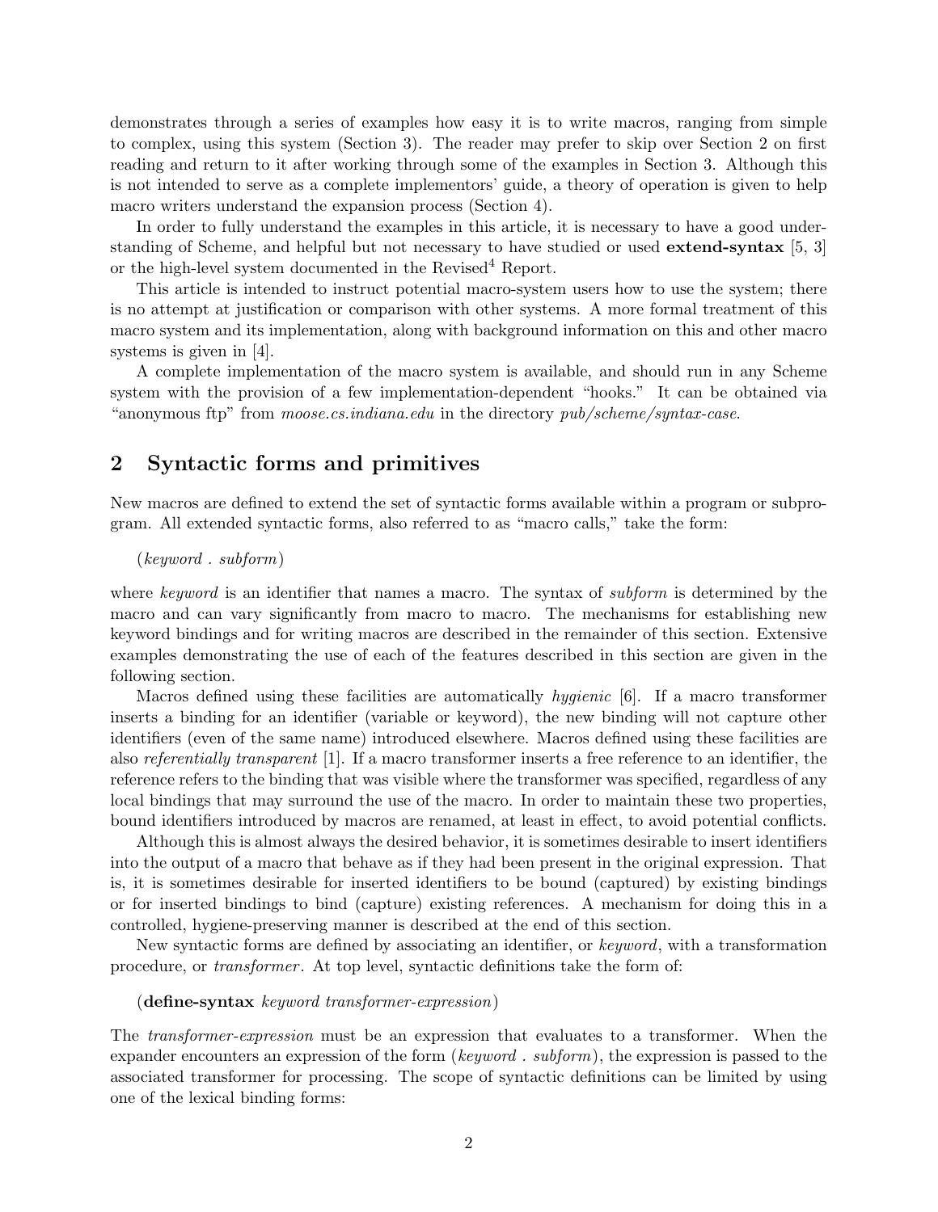demonstrates through a series of examples how easy it is to write macros, ranging from simple to complex, using this system (Section 3). The reader may prefer to skip over Section 2 on first reading and return to it after working through some of the examples in Section 3. Although this is not intended to serve as a complete implementors' guide, a theory of operation is given to help macro writers understand the expansion process (Section 4).

In order to fully understand the examples in this article, it is necessary to have a good understanding of Scheme, and helpful but not necessary to have studied or used **extend-syntax** [5, 3] or the high-level system documented in the Revised$^4$ Report.

This article is intended to instruct potential macro-system users how to use the system; there is no attempt at justification or comparison with other systems. A more formal treatment of this macro system and its implementation, along with background information on this and other macro systems is given in [4].

A complete implementation of the macro system is available, and should run in any Scheme system with the provision of a few implementation-dependent "hooks." It can be obtained via "anonymous ftp" from *moose.cs.indiana.edu* in the directory *pub/scheme/syntax-case*.

## 2 Syntactic forms and primitives

New macros are defined to extend the set of syntactic forms available within a program or subprogram. All extended syntactic forms, also referred to as "macro calls," take the form:

(*keyword* . *subform*)

where *keyword* is an identifier that names a macro. The syntax of *subform* is determined by the macro and can vary significantly from macro to macro. The mechanisms for establishing new keyword bindings and for writing macros are described in the remainder of this section. Extensive examples demonstrating the use of each of the features described in this section are given in the following section.

Macros defined using these facilities are automatically *hygienic* [6]. If a macro transformer inserts a binding for an identifier (variable or keyword), the new binding will not capture other identifiers (even of the same name) introduced elsewhere. Macros defined using these facilities are also *referentially transparent* [1]. If a macro transformer inserts a free reference to an identifier, the reference refers to the binding that was visible where the transformer was specified, regardless of any local bindings that may surround the use of the macro. In order to maintain these two properties, bound identifiers introduced by macros are renamed, at least in effect, to avoid potential conflicts.

Although this is almost always the desired behavior, it is sometimes desirable to insert identifiers into the output of a macro that behave as if they had been present in the original expression. That is, it is sometimes desirable for inserted identifiers to be bound (captured) by existing bindings or for inserted bindings to bind (capture) existing references. A mechanism for doing this in a controlled, hygiene-preserving manner is described at the end of this section.

New syntactic forms are defined by associating an identifier, or *keyword*, with a transformation procedure, or *transformer*. At top level, syntactic definitions take the form of:

(**define-syntax** *keyword transformer-expression*)

The *transformer-expression* must be an expression that evaluates to a transformer. When the expander encounters an expression of the form (*keyword* . *subform*), the expression is passed to the associated transformer for processing. The scope of syntactic definitions can be limited by using one of the lexical binding forms: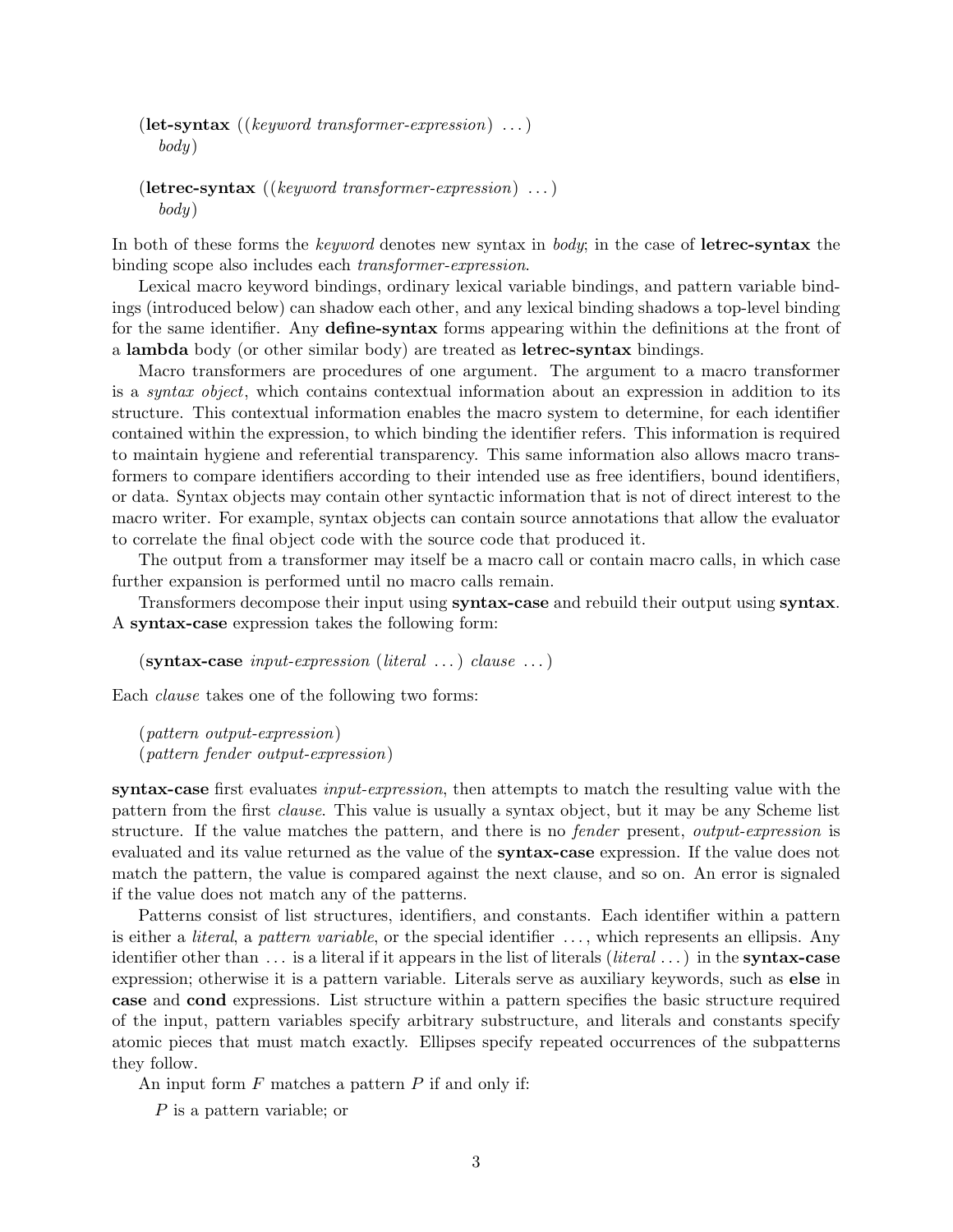(**let-syntax** ((*keyword transformer-expression*) ...)
  *body*)

(**letrec-syntax** ((*keyword transformer-expression*) ...)
  *body*)

In both of these forms the *keyword* denotes new syntax in *body*; in the case of **letrec-syntax** the binding scope also includes each *transformer-expression*.

Lexical macro keyword bindings, ordinary lexical variable bindings, and pattern variable bindings (introduced below) can shadow each other, and any lexical binding shadows a top-level binding for the same identifier. Any **define-syntax** forms appearing within the definitions at the front of a **lambda** body (or other similar body) are treated as **letrec-syntax** bindings.

Macro transformers are procedures of one argument. The argument to a macro transformer is a *syntax object*, which contains contextual information about an expression in addition to its structure. This contextual information enables the macro system to determine, for each identifier contained within the expression, to which binding the identifier refers. This information is required to maintain hygiene and referential transparency. This same information also allows macro transformers to compare identifiers according to their intended use as free identifiers, bound identifiers, or data. Syntax objects may contain other syntactic information that is not of direct interest to the macro writer. For example, syntax objects can contain source annotations that allow the evaluator to correlate the final object code with the source code that produced it.

The output from a transformer may itself be a macro call or contain macro calls, in which case further expansion is performed until no macro calls remain.

Transformers decompose their input using **syntax-case** and rebuild their output using **syntax**. A **syntax-case** expression takes the following form:

(**syntax-case** *input-expression* (*literal* ...) *clause* ...)

Each *clause* takes one of the following two forms:

(*pattern output-expression*)
(*pattern fender output-expression*)

**syntax-case** first evaluates *input-expression*, then attempts to match the resulting value with the pattern from the first *clause*. This value is usually a syntax object, but it may be any Scheme list structure. If the value matches the pattern, and there is no *fender* present, *output-expression* is evaluated and its value returned as the value of the **syntax-case** expression. If the value does not match the pattern, the value is compared against the next clause, and so on. An error is signaled if the value does not match any of the patterns.

Patterns consist of list structures, identifiers, and constants. Each identifier within a pattern is either a *literal*, a *pattern variable*, or the special identifier ..., which represents an ellipsis. Any identifier other than ... is a literal if it appears in the list of literals (*literal* ...) in the **syntax-case** expression; otherwise it is a pattern variable. Literals serve as auxiliary keywords, such as **else** in **case** and **cond** expressions. List structure within a pattern specifies the basic structure required of the input, pattern variables specify arbitrary substructure, and literals and constants specify atomic pieces that must match exactly. Ellipses specify repeated occurrences of the subpatterns they follow.

An input form $F$ matches a pattern $P$ if and only if:

$P$ is a pattern variable; or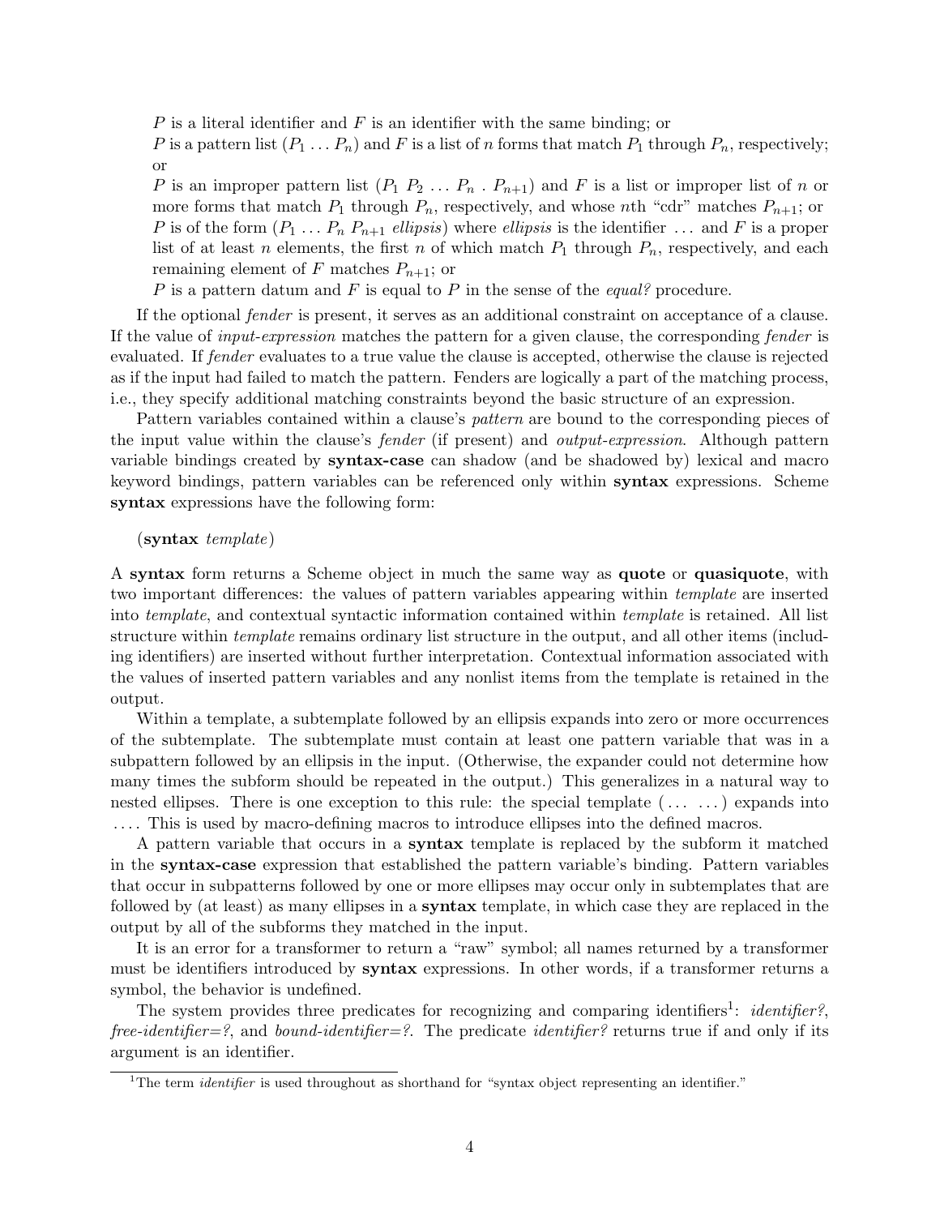$P$ is a literal identifier and $F$ is an identifier with the same binding; or

$P$ is a pattern list $(P_1 \ldots P_n)$ and $F$ is a list of $n$ forms that match $P_1$ through $P_n$, respectively; or

$P$ is an improper pattern list $(P_1\ P_2\ \ldots\ P_n\ .\ P_{n+1})$ and $F$ is a list or improper list of $n$ or more forms that match $P_1$ through $P_n$, respectively, and whose $n$th "cdr" matches $P_{n+1}$; or

$P$ is of the form $(P_1 \ldots P_n\ P_{n+1}$ *ellipsis*$)$ where *ellipsis* is the identifier ... and $F$ is a proper list of at least $n$ elements, the first $n$ of which match $P_1$ through $P_n$, respectively, and each remaining element of $F$ matches $P_{n+1}$; or

$P$ is a pattern datum and $F$ is equal to $P$ in the sense of the *equal?* procedure.

If the optional *fender* is present, it serves as an additional constraint on acceptance of a clause. If the value of *input-expression* matches the pattern for a given clause, the corresponding *fender* is evaluated. If *fender* evaluates to a true value the clause is accepted, otherwise the clause is rejected as if the input had failed to match the pattern. Fenders are logically a part of the matching process, i.e., they specify additional matching constraints beyond the basic structure of an expression.

Pattern variables contained within a clause's *pattern* are bound to the corresponding pieces of the input value within the clause's *fender* (if present) and *output-expression*. Although pattern variable bindings created by **syntax-case** can shadow (and be shadowed by) lexical and macro keyword bindings, pattern variables can be referenced only within **syntax** expressions. Scheme **syntax** expressions have the following form:

(**syntax** *template*)

A **syntax** form returns a Scheme object in much the same way as **quote** or **quasiquote**, with two important differences: the values of pattern variables appearing within *template* are inserted into *template*, and contextual syntactic information contained within *template* is retained. All list structure within *template* remains ordinary list structure in the output, and all other items (including identifiers) are inserted without further interpretation. Contextual information associated with the values of inserted pattern variables and any nonlist items from the template is retained in the output.

Within a template, a subtemplate followed by an ellipsis expands into zero or more occurrences of the subtemplate. The subtemplate must contain at least one pattern variable that was in a subpattern followed by an ellipsis in the input. (Otherwise, the expander could not determine how many times the subform should be repeated in the output.) This generalizes in a natural way to nested ellipses. There is one exception to this rule: the special template (... ...) expands into .... This is used by macro-defining macros to introduce ellipses into the defined macros.

A pattern variable that occurs in a **syntax** template is replaced by the subform it matched in the **syntax-case** expression that established the pattern variable's binding. Pattern variables that occur in subpatterns followed by one or more ellipses may occur only in subtemplates that are followed by (at least) as many ellipses in a **syntax** template, in which case they are replaced in the output by all of the subforms they matched in the input.

It is an error for a transformer to return a "raw" symbol; all names returned by a transformer must be identifiers introduced by **syntax** expressions. In other words, if a transformer returns a symbol, the behavior is undefined.

The system provides three predicates for recognizing and comparing identifiers[1]: *identifier?*, *free-identifier=?*, and *bound-identifier=?*. The predicate *identifier?* returns true if and only if its argument is an identifier.

[1]The term *identifier* is used throughout as shorthand for "syntax object representing an identifier."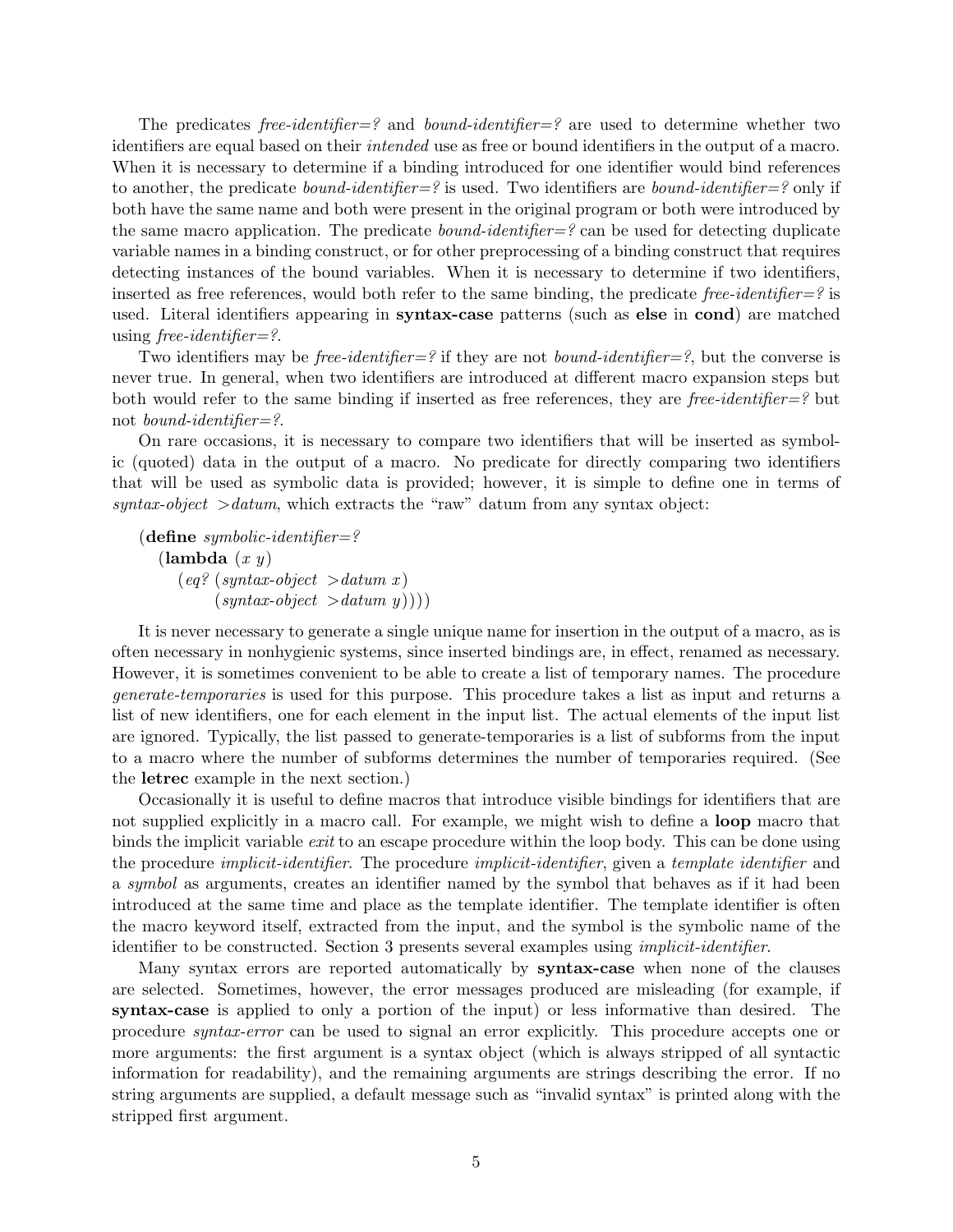The predicates *free-identifier=?* and *bound-identifier=?* are used to determine whether two identifiers are equal based on their *intended* use as free or bound identifiers in the output of a macro. When it is necessary to determine if a binding introduced for one identifier would bind references to another, the predicate *bound-identifier=?* is used. Two identifiers are *bound-identifier=?* only if both have the same name and both were present in the original program or both were introduced by the same macro application. The predicate *bound-identifier=?* can be used for detecting duplicate variable names in a binding construct, or for other preprocessing of a binding construct that requires detecting instances of the bound variables. When it is necessary to determine if two identifiers, inserted as free references, would both refer to the same binding, the predicate *free-identifier=?* is used. Literal identifiers appearing in **syntax-case** patterns (such as **else** in **cond**) are matched using *free-identifier=?*.

Two identifiers may be *free-identifier=?* if they are not *bound-identifier=?*, but the converse is never true. In general, when two identifiers are introduced at different macro expansion steps but both would refer to the same binding if inserted as free references, they are *free-identifier=?* but not *bound-identifier=?*.

On rare occasions, it is necessary to compare two identifiers that will be inserted as symbolic (quoted) data in the output of a macro. No predicate for directly comparing two identifiers that will be used as symbolic data is provided; however, it is simple to define one in terms of *syntax-object >datum*, which extracts the "raw" datum from any syntax object:

```
(define symbolic-identifier=?
  (lambda (x y)
    (eq? (syntax-object >datum x)
         (syntax-object >datum y))))
```

It is never necessary to generate a single unique name for insertion in the output of a macro, as is often necessary in nonhygienic systems, since inserted bindings are, in effect, renamed as necessary. However, it is sometimes convenient to be able to create a list of temporary names. The procedure *generate-temporaries* is used for this purpose. This procedure takes a list as input and returns a list of new identifiers, one for each element in the input list. The actual elements of the input list are ignored. Typically, the list passed to generate-temporaries is a list of subforms from the input to a macro where the number of subforms determines the number of temporaries required. (See the **letrec** example in the next section.)

Occasionally it is useful to define macros that introduce visible bindings for identifiers that are not supplied explicitly in a macro call. For example, we might wish to define a **loop** macro that binds the implicit variable *exit* to an escape procedure within the loop body. This can be done using the procedure *implicit-identifier*. The procedure *implicit-identifier*, given a *template identifier* and a *symbol* as arguments, creates an identifier named by the symbol that behaves as if it had been introduced at the same time and place as the template identifier. The template identifier is often the macro keyword itself, extracted from the input, and the symbol is the symbolic name of the identifier to be constructed. Section 3 presents several examples using *implicit-identifier*.

Many syntax errors are reported automatically by **syntax-case** when none of the clauses are selected. Sometimes, however, the error messages produced are misleading (for example, if **syntax-case** is applied to only a portion of the input) or less informative than desired. The procedure *syntax-error* can be used to signal an error explicitly. This procedure accepts one or more arguments: the first argument is a syntax object (which is always stripped of all syntactic information for readability), and the remaining arguments are strings describing the error. If no string arguments are supplied, a default message such as "invalid syntax" is printed along with the stripped first argument.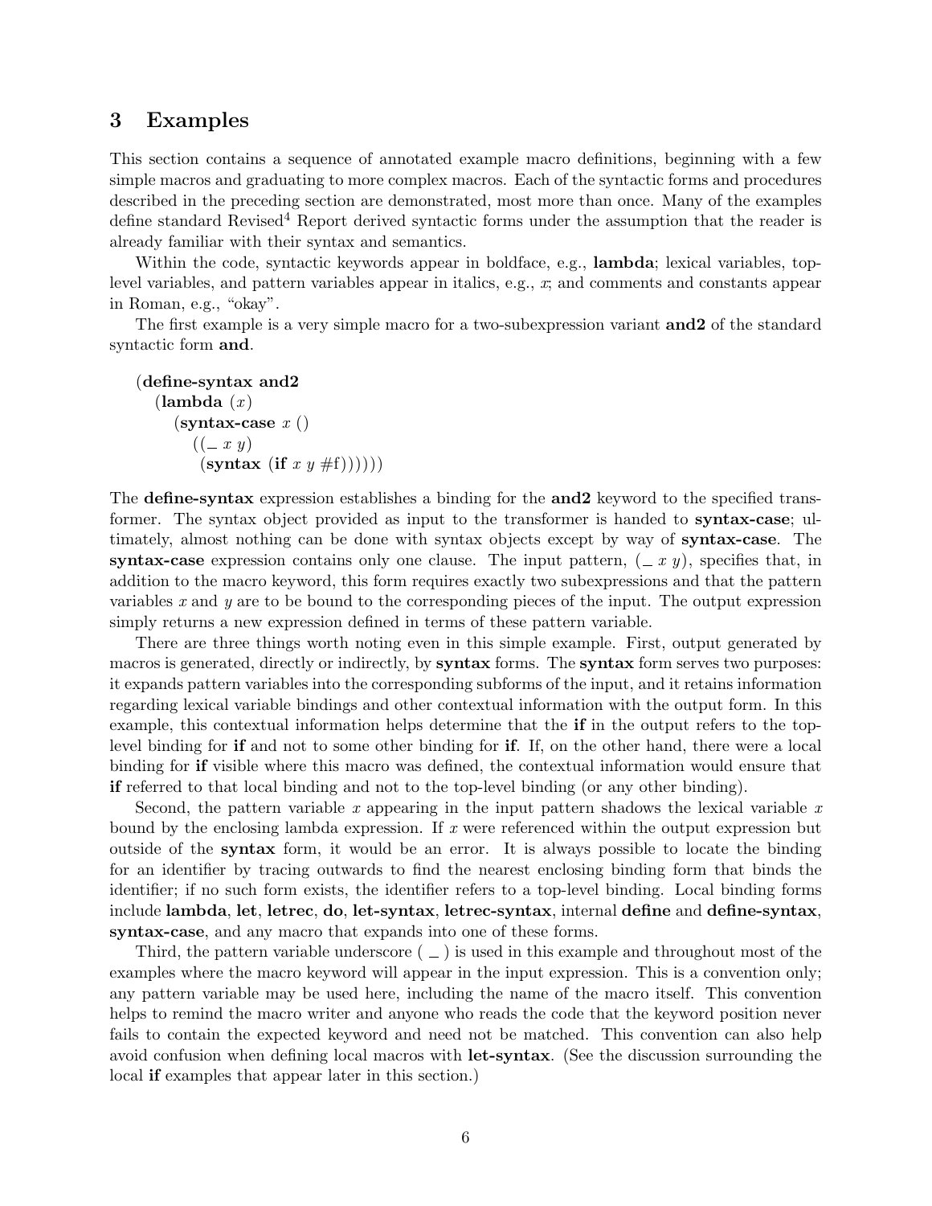## 3 Examples

This section contains a sequence of annotated example macro definitions, beginning with a few simple macros and graduating to more complex macros. Each of the syntactic forms and procedures described in the preceding section are demonstrated, most more than once. Many of the examples define standard Revised[4] Report derived syntactic forms under the assumption that the reader is already familiar with their syntax and semantics.

Within the code, syntactic keywords appear in boldface, e.g., **lambda**; lexical variables, top-level variables, and pattern variables appear in italics, e.g., *x*; and comments and constants appear in Roman, e.g., "okay".

The first example is a very simple macro for a two-subexpression variant **and2** of the standard syntactic form **and**.

```
(define-syntax and2
  (lambda (x)
    (syntax-case x ()
      ((_ x y)
       (syntax (if x y #f))))))
```

The **define-syntax** expression establishes a binding for the **and2** keyword to the specified transformer. The syntax object provided as input to the transformer is handed to **syntax-case**; ultimately, almost nothing can be done with syntax objects except by way of **syntax-case**. The **syntax-case** expression contains only one clause. The input pattern, (_ *x y*), specifies that, in addition to the macro keyword, this form requires exactly two subexpressions and that the pattern variables *x* and *y* are to be bound to the corresponding pieces of the input. The output expression simply returns a new expression defined in terms of these pattern variable.

There are three things worth noting even in this simple example. First, output generated by macros is generated, directly or indirectly, by **syntax** forms. The **syntax** form serves two purposes: it expands pattern variables into the corresponding subforms of the input, and it retains information regarding lexical variable bindings and other contextual information with the output form. In this example, this contextual information helps determine that the **if** in the output refers to the top-level binding for **if** and not to some other binding for **if**. If, on the other hand, there were a local binding for **if** visible where this macro was defined, the contextual information would ensure that **if** referred to that local binding and not to the top-level binding (or any other binding).

Second, the pattern variable *x* appearing in the input pattern shadows the lexical variable *x* bound by the enclosing lambda expression. If *x* were referenced within the output expression but outside of the **syntax** form, it would be an error. It is always possible to locate the binding for an identifier by tracing outwards to find the nearest enclosing binding form that binds the identifier; if no such form exists, the identifier refers to a top-level binding. Local binding forms include **lambda**, **let**, **letrec**, **do**, **let-syntax**, **letrec-syntax**, internal **define** and **define-syntax**, **syntax-case**, and any macro that expands into one of these forms.

Third, the pattern variable underscore ( _ ) is used in this example and throughout most of the examples where the macro keyword will appear in the input expression. This is a convention only; any pattern variable may be used here, including the name of the macro itself. This convention helps to remind the macro writer and anyone who reads the code that the keyword position never fails to contain the expected keyword and need not be matched. This convention can also help avoid confusion when defining local macros with **let-syntax**. (See the discussion surrounding the local **if** examples that appear later in this section.)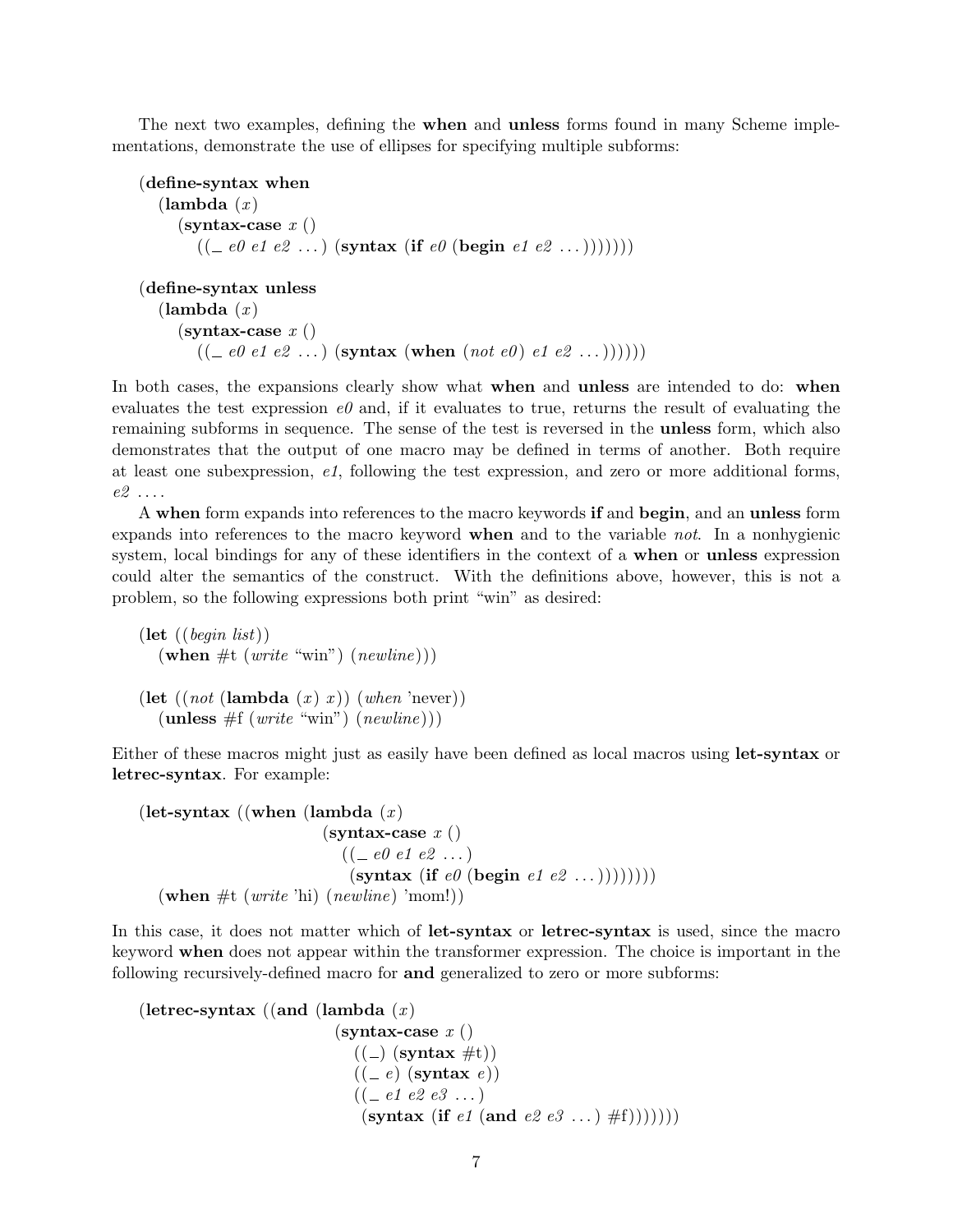The next two examples, defining the **when** and **unless** forms found in many Scheme implementations, demonstrate the use of ellipses for specifying multiple subforms:

```
(define-syntax when
  (lambda (x)
    (syntax-case x ()
      ((_ e0 e1 e2 ...) (syntax (if e0 (begin e1 e2 ...)))))))

(define-syntax unless
  (lambda (x)
    (syntax-case x ()
      ((_ e0 e1 e2 ...) (syntax (when (not e0) e1 e2 ...))))))
```

In both cases, the expansions clearly show what **when** and **unless** are intended to do: **when** evaluates the test expression *e0* and, if it evaluates to true, returns the result of evaluating the remaining subforms in sequence. The sense of the test is reversed in the **unless** form, which also demonstrates that the output of one macro may be defined in terms of another. Both require at least one subexpression, *e1*, following the test expression, and zero or more additional forms, *e2* ....

A **when** form expands into references to the macro keywords **if** and **begin**, and an **unless** form expands into references to the macro keyword **when** and to the variable *not*. In a nonhygienic system, local bindings for any of these identifiers in the context of a **when** or **unless** expression could alter the semantics of the construct. With the definitions above, however, this is not a problem, so the following expressions both print "win" as desired:

```
(let ((begin list))
  (when #t (write "win") (newline)))

(let ((not (lambda (x) x)) (when 'never))
  (unless #f (write "win") (newline)))
```

Either of these macros might just as easily have been defined as local macros using **let-syntax** or **letrec-syntax**. For example:

```
(let-syntax ((when (lambda (x)
                     (syntax-case x ()
                       ((_ e0 e1 e2 ...)
                        (syntax (if e0 (begin e1 e2 ...))))))))
  (when #t (write 'hi) (newline) 'mom!))
```

In this case, it does not matter which of **let-syntax** or **letrec-syntax** is used, since the macro keyword **when** does not appear within the transformer expression. The choice is important in the following recursively-defined macro for **and** generalized to zero or more subforms:

```
(letrec-syntax ((and (lambda (x)
                       (syntax-case x ()
                         ((_) (syntax #t))
                         ((_ e) (syntax e))
                         ((_ e1 e2 e3 ...)
                          (syntax (if e1 (and e2 e3 ...) #f)))))))
```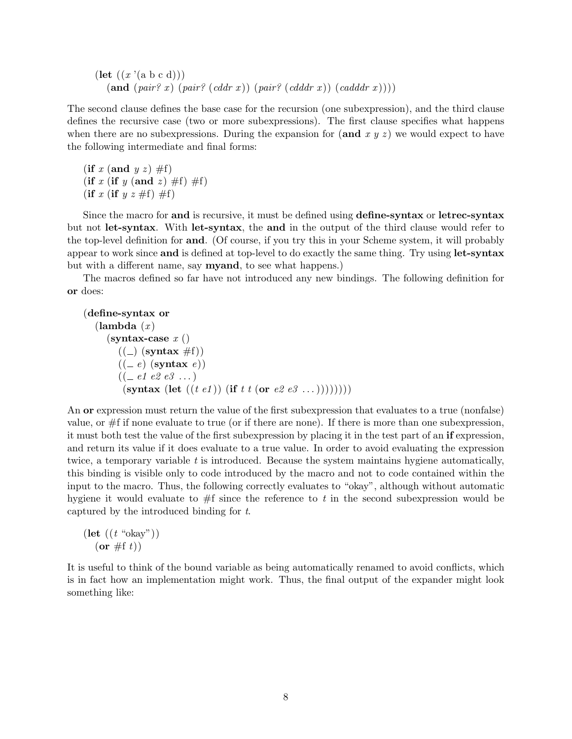```
(let ((x '(a b c d)))
  (and (pair? x) (pair? (cddr x)) (pair? (cdddr x)) (cadddr x)))
```

The second clause defines the base case for the recursion (one subexpression), and the third clause defines the recursive case (two or more subexpressions). The first clause specifies what happens when there are no subexpressions. During the expansion for (**and** *x y z*) we would expect to have the following intermediate and final forms:

```
(if x (and y z) #f)
(if x (if y (and z) #f) #f)
(if x (if y z #f) #f)
```

Since the macro for **and** is recursive, it must be defined using **define-syntax** or **letrec-syntax** but not **let-syntax**. With **let-syntax**, the **and** in the output of the third clause would refer to the top-level definition for **and**. (Of course, if you try this in your Scheme system, it will probably appear to work since **and** is defined at top-level to do exactly the same thing. Try using **let-syntax** but with a different name, say **myand**, to see what happens.)

The macros defined so far have not introduced any new bindings. The following definition for **or** does:

```
(define-syntax or
  (lambda (x)
    (syntax-case x ()
      ((_) (syntax #f))
      ((_ e) (syntax e))
      ((_ e1 e2 e3 ...)
       (syntax (let ((t e1)) (if t t (or e2 e3 ...))))))))
```

An **or** expression must return the value of the first subexpression that evaluates to a true (nonfalse) value, or #f if none evaluate to true (or if there are none). If there is more than one subexpression, it must both test the value of the first subexpression by placing it in the test part of an **if** expression, and return its value if it does evaluate to a true value. In order to avoid evaluating the expression twice, a temporary variable *t* is introduced. Because the system maintains hygiene automatically, this binding is visible only to code introduced by the macro and not to code contained within the input to the macro. Thus, the following correctly evaluates to "okay", although without automatic hygiene it would evaluate to #f since the reference to *t* in the second subexpression would be captured by the introduced binding for *t*.

```
(let ((t "okay"))
  (or #f t))
```

It is useful to think of the bound variable as being automatically renamed to avoid conflicts, which is in fact how an implementation might work. Thus, the final output of the expander might look something like: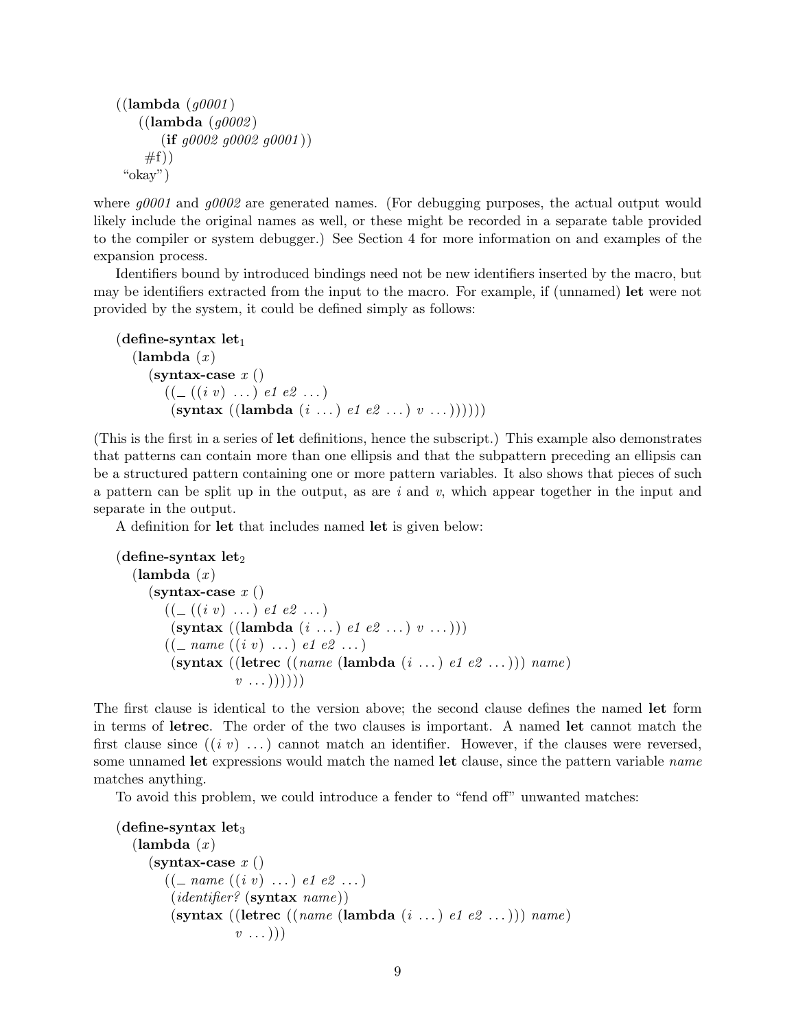```
((lambda (g0001)
   ((lambda (g0002)
      (if g0002 g0002 g0001))
    #f))
 "okay")
```

where *g0001* and *g0002* are generated names. (For debugging purposes, the actual output would likely include the original names as well, or these might be recorded in a separate table provided to the compiler or system debugger.) See Section 4 for more information on and examples of the expansion process.

Identifiers bound by introduced bindings need not be new identifiers inserted by the macro, but may be identifiers extracted from the input to the macro. For example, if (unnamed) **let** were not provided by the system, it could be defined simply as follows:

```
(define-syntax let1
  (lambda (x)
    (syntax-case x ()
      ((_ ((i v) ...) e1 e2 ...)
       (syntax ((lambda (i ...) e1 e2 ...) v ...))))))
```

(This is the first in a series of **let** definitions, hence the subscript.) This example also demonstrates that patterns can contain more than one ellipsis and that the subpattern preceding an ellipsis can be a structured pattern containing one or more pattern variables. It also shows that pieces of such a pattern can be split up in the output, as are *i* and *v*, which appear together in the input and separate in the output.

A definition for **let** that includes named **let** is given below:

```
(define-syntax let2
  (lambda (x)
    (syntax-case x ()
      ((_ ((i v) ...) e1 e2 ...)
       (syntax ((lambda (i ...) e1 e2 ...) v ...)))
      ((_ name ((i v) ...) e1 e2 ...)
       (syntax ((letrec ((name (lambda (i ...) e1 e2 ...))) name)
                v ...))))))
```

The first clause is identical to the version above; the second clause defines the named **let** form in terms of **letrec**. The order of the two clauses is important. A named **let** cannot match the first clause since ((*i v*) ...) cannot match an identifier. However, if the clauses were reversed, some unnamed **let** expressions would match the named **let** clause, since the pattern variable *name* matches anything.

To avoid this problem, we could introduce a fender to "fend off" unwanted matches:

```
(define-syntax let3
  (lambda (x)
    (syntax-case x ()
      ((_ name ((i v) ...) e1 e2 ...)
       (identifier? (syntax name))
       (syntax ((letrec ((name (lambda (i ...) e1 e2 ...))) name)
                v ...)))
```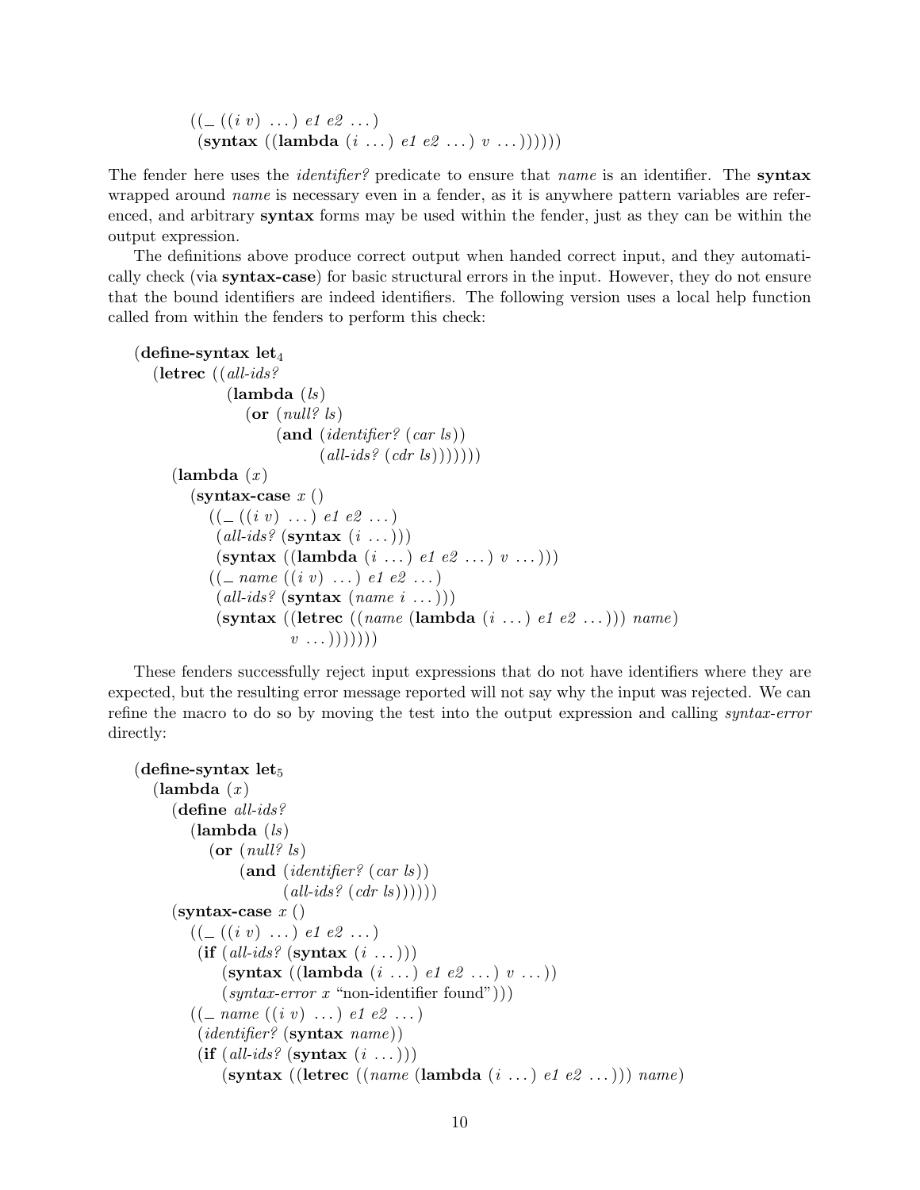```
((_ ((i v) ...) e1 e2 ...)
 (syntax ((lambda (i ...) e1 e2 ...) v ...))))))
```

The fender here uses the *identifier?* predicate to ensure that *name* is an identifier. The **syntax** wrapped around *name* is necessary even in a fender, as it is anywhere pattern variables are referenced, and arbitrary **syntax** forms may be used within the fender, just as they can be within the output expression.

The definitions above produce correct output when handed correct input, and they automatically check (via **syntax-case**) for basic structural errors in the input. However, they do not ensure that the bound identifiers are indeed identifiers. The following version uses a local help function called from within the fenders to perform this check:

```
(define-syntax let4
  (letrec ((all-ids?
            (lambda (ls)
              (or (null? ls)
                  (and (identifier? (car ls))
                       (all-ids? (cdr ls)))))))
    (lambda (x)
      (syntax-case x ()
        ((_ ((i v) ...) e1 e2 ...)
         (all-ids? (syntax (i ...)))
         (syntax ((lambda (i ...) e1 e2 ...) v ...)))
        ((_ name ((i v) ...) e1 e2 ...)
         (all-ids? (syntax (name i ...)))
         (syntax ((letrec ((name (lambda (i ...) e1 e2 ...))) name)
                  v ...)))))))
```

These fenders successfully reject input expressions that do not have identifiers where they are expected, but the resulting error message reported will not say why the input was rejected. We can refine the macro to do so by moving the test into the output expression and calling *syntax-error* directly:

```
(define-syntax let5
  (lambda (x)
    (define all-ids?
      (lambda (ls)
        (or (null? ls)
            (and (identifier? (car ls))
                 (all-ids? (cdr ls))))))
    (syntax-case x ()
      ((_ ((i v) ...) e1 e2 ...)
       (if (all-ids? (syntax (i ...)))
           (syntax ((lambda (i ...) e1 e2 ...) v ...))
           (syntax-error x "non-identifier found")))
      ((_ name ((i v) ...) e1 e2 ...)
       (identifier? (syntax name))
       (if (all-ids? (syntax (i ...)))
           (syntax ((letrec ((name (lambda (i ...) e1 e2 ...))) name)
```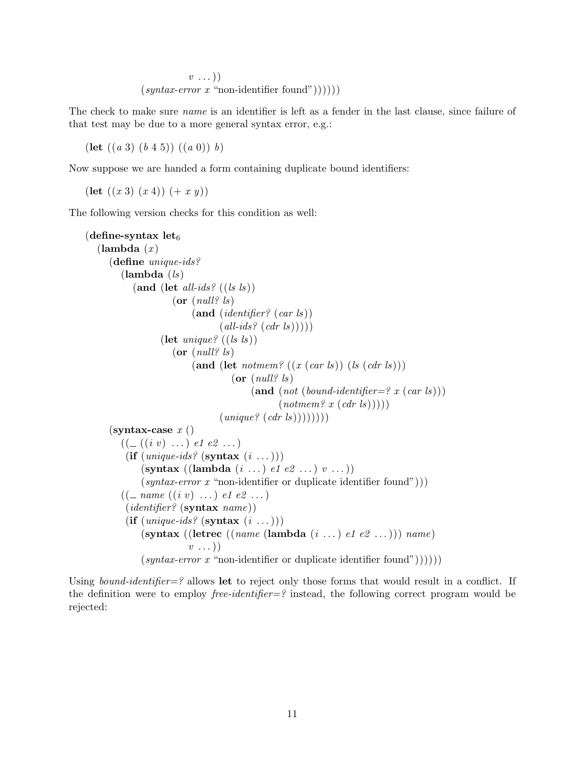```
            v ...))
        (syntax-error x "non-identifier found"))))))
```

The check to make sure *name* is an identifier is left as a fender in the last clause, since failure of that test may be due to a more general syntax error, e.g.:

```
(let ((a 3) (b 4 5)) ((a 0)) b)
```

Now suppose we are handed a form containing duplicate bound identifiers:

```
(let ((x 3) (x 4)) (+ x y))
```

The following version checks for this condition as well:

```
(define-syntax let6
  (lambda (x)
    (define unique-ids?
      (lambda (ls)
        (and (let all-ids? ((ls ls))
               (or (null? ls)
                   (and (identifier? (car ls))
                        (all-ids? (cdr ls)))))
             (let unique? ((ls ls))
               (or (null? ls)
                   (and (let notmem? ((x (car ls)) (ls (cdr ls)))
                          (or (null? ls)
                              (and (not (bound-identifier=? x (car ls)))
                                   (notmem? x (cdr ls)))))
                        (unique? (cdr ls))))))))
    (syntax-case x ()
      ((_ ((i v) ...) e1 e2 ...)
       (if (unique-ids? (syntax (i ...)))
           (syntax ((lambda (i ...) e1 e2 ...) v ...))
           (syntax-error x "non-identifier or duplicate identifier found")))
      ((_ name ((i v) ...) e1 e2 ...)
       (identifier? (syntax name))
       (if (unique-ids? (syntax (i ...)))
           (syntax ((letrec ((name (lambda (i ...) e1 e2 ...))) name)
                    v ...))
           (syntax-error x "non-identifier or duplicate identifier found"))))))
```

Using *bound-identifier=?* allows **let** to reject only those forms that would result in a conflict. If the definition were to employ *free-identifier=?* instead, the following correct program would be rejected: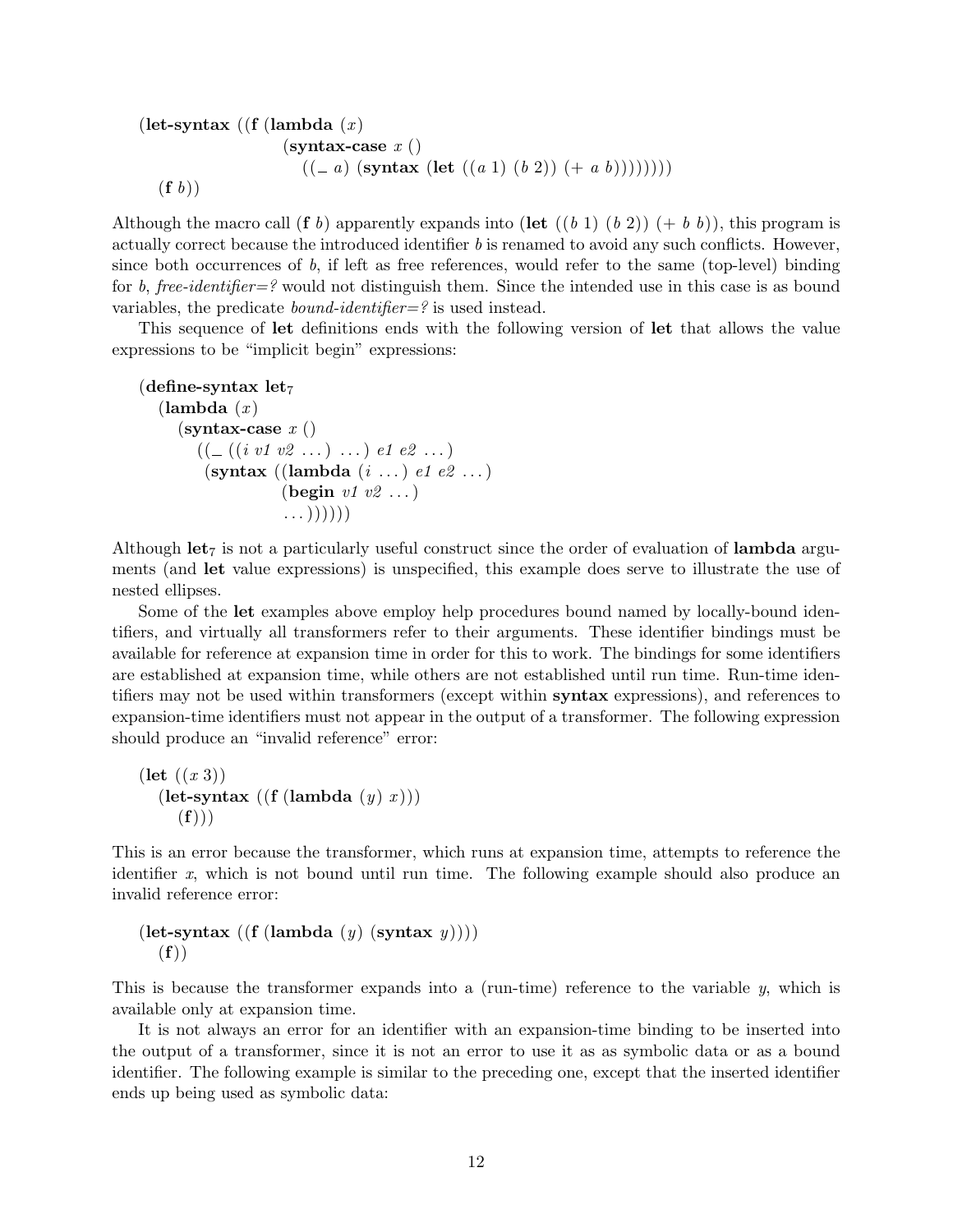```
(let-syntax ((f (lambda (x)
                  (syntax-case x ()
                    ((_ a) (syntax (let ((a 1) (b 2)) (+ a b))))))))
  (f b))
```

Although the macro call (**f** *b*) apparently expands into (**let** ((*b* 1) (*b* 2)) (+ *b* *b*)), this program is actually correct because the introduced identifier *b* is renamed to avoid any such conflicts. However, since both occurrences of *b*, if left as free references, would refer to the same (top-level) binding for *b*, *free-identifier=?* would not distinguish them. Since the intended use in this case is as bound variables, the predicate *bound-identifier=?* is used instead.

This sequence of **let** definitions ends with the following version of **let** that allows the value expressions to be "implicit begin" expressions:

```
(define-syntax let7
  (lambda (x)
    (syntax-case x ()
      ((_ ((i v1 v2 ...) ...) e1 e2 ...)
       (syntax ((lambda (i ...) e1 e2 ...)
                (begin v1 v2 ...)
                ...))))))
```

Although **let**$_7$ is not a particularly useful construct since the order of evaluation of **lambda** arguments (and **let** value expressions) is unspecified, this example does serve to illustrate the use of nested ellipses.

Some of the **let** examples above employ help procedures bound named by locally-bound identifiers, and virtually all transformers refer to their arguments. These identifier bindings must be available for reference at expansion time in order for this to work. The bindings for some identifiers are established at expansion time, while others are not established until run time. Run-time identifiers may not be used within transformers (except within **syntax** expressions), and references to expansion-time identifiers must not appear in the output of a transformer. The following expression should produce an "invalid reference" error:

```
(let ((x 3))
  (let-syntax ((f (lambda (y) x)))
    (f)))
```

This is an error because the transformer, which runs at expansion time, attempts to reference the identifier *x*, which is not bound until run time. The following example should also produce an invalid reference error:

```
(let-syntax ((f (lambda (y) (syntax y))))
  (f))
```

This is because the transformer expands into a (run-time) reference to the variable *y*, which is available only at expansion time.

It is not always an error for an identifier with an expansion-time binding to be inserted into the output of a transformer, since it is not an error to use it as as symbolic data or as a bound identifier. The following example is similar to the preceding one, except that the inserted identifier ends up being used as symbolic data: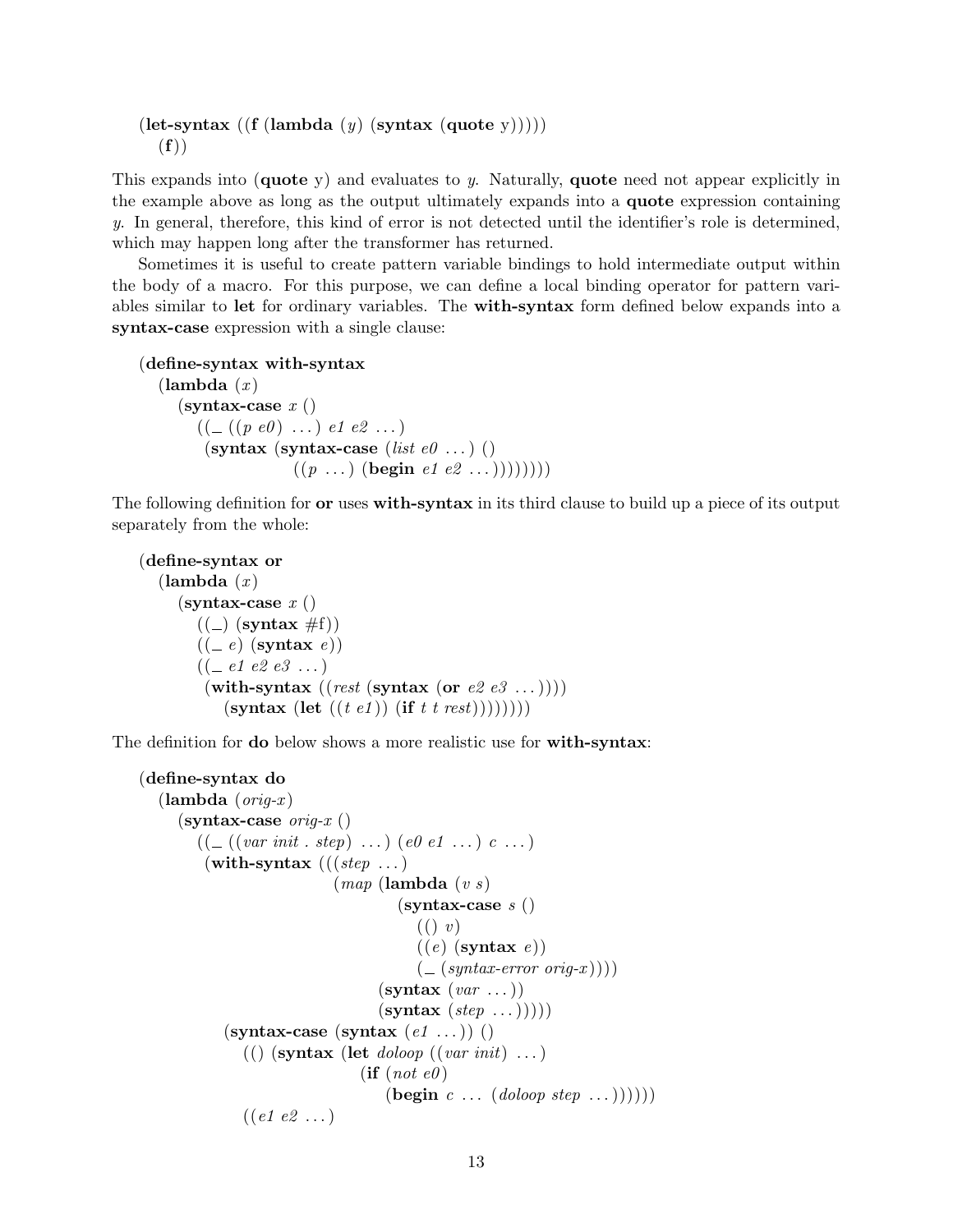```
(let-syntax ((f (lambda (y) (syntax (quote y)))))
  (f))
```

This expands into (**quote** y) and evaluates to *y*. Naturally, **quote** need not appear explicitly in the example above as long as the output ultimately expands into a **quote** expression containing *y*. In general, therefore, this kind of error is not detected until the identifier's role is determined, which may happen long after the transformer has returned.

Sometimes it is useful to create pattern variable bindings to hold intermediate output within the body of a macro. For this purpose, we can define a local binding operator for pattern variables similar to **let** for ordinary variables. The **with-syntax** form defined below expands into a **syntax-case** expression with a single clause:

```
(define-syntax with-syntax
  (lambda (x)
    (syntax-case x ()
      ((_ ((p e0) ...) e1 e2 ...)
       (syntax (syntax-case (list e0 ...) ()
                 ((p ...) (begin e1 e2 ...))))))))
```

The following definition for **or** uses **with-syntax** in its third clause to build up a piece of its output separately from the whole:

```
(define-syntax or
  (lambda (x)
    (syntax-case x ()
      ((_) (syntax #f))
      ((_ e) (syntax e))
      ((_ e1 e2 e3 ...)
       (with-syntax ((rest (syntax (or e2 e3 ...))))
         (syntax (let ((t e1)) (if t t rest))))))))
```

The definition for **do** below shows a more realistic use for **with-syntax**:

```
(define-syntax do
  (lambda (orig-x)
    (syntax-case orig-x ()
      ((_ ((var init . step) ...) (e0 e1 ...) c ...)
       (with-syntax (((step ...)
                      (map (lambda (v s)
                             (syntax-case s ()
                               (() v)
                               ((e) (syntax e))
                               (_ (syntax-error orig-x))))
                           (syntax (var ...))
                           (syntax (step ...)))))
         (syntax-case (syntax (e1 ...)) ()
           (() (syntax (let doloop ((var init) ...)
                         (if (not e0)
                             (begin c ... (doloop step ...))))))
           ((e1 e2 ...)
```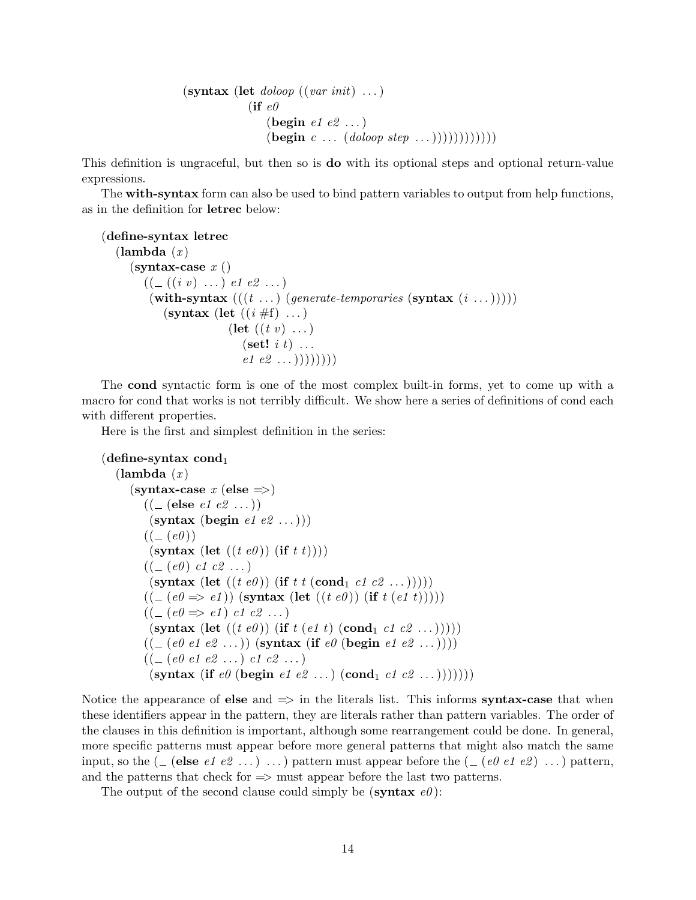```
(syntax (let doloop ((var init) ...)
          (if e0
              (begin e1 e2 ...)
              (begin c ... (doloop step ...))))))))))))
```

This definition is ungraceful, but then so is **do** with its optional steps and optional return-value expressions.

The **with-syntax** form can also be used to bind pattern variables to output from help functions, as in the definition for **letrec** below:

```
(define-syntax letrec
  (lambda (x)
    (syntax-case x ()
      ((_ ((i v) ...) e1 e2 ...)
       (with-syntax (((t ...) (generate-temporaries (syntax (i ...)))))
         (syntax (let ((i #f) ...)
                   (let ((t v) ...)
                     (set! i t) ...
                     e1 e2 ...)))))))))
```

The **cond** syntactic form is one of the most complex built-in forms, yet to come up with a macro for cond that works is not terribly difficult. We show here a series of definitions of cond each with different properties.

Here is the first and simplest definition in the series:

```
(define-syntax cond1
  (lambda (x)
    (syntax-case x (else =>)
      ((_ (else e1 e2 ...))
       (syntax (begin e1 e2 ...)))
      ((_ (e0))
       (syntax (let ((t e0)) (if t t))))
      ((_ (e0) c1 c2 ...)
       (syntax (let ((t e0)) (if t t (cond1 c1 c2 ...)))))
      ((_ (e0 => e1)) (syntax (let ((t e0)) (if t (e1 t)))))
      ((_ (e0 => e1) c1 c2 ...)
       (syntax (let ((t e0)) (if t (e1 t) (cond1 c1 c2 ...)))))
      ((_ (e0 e1 e2 ...)) (syntax (if e0 (begin e1 e2 ...))))
      ((_ (e0 e1 e2 ...) c1 c2 ...)
       (syntax (if e0 (begin e1 e2 ...) (cond1 c1 c2 ...)))))))
```

Notice the appearance of **else** and => in the literals list. This informs **syntax-case** that when these identifiers appear in the pattern, they are literals rather than pattern variables. The order of the clauses in this definition is important, although some rearrangement could be done. In general, more specific patterns must appear before more general patterns that might also match the same input, so the (_ (**else** *e1 e2* ...) ...) pattern must appear before the (_ (*e0 e1 e2*) ...) pattern, and the patterns that check for => must appear before the last two patterns.

The output of the second clause could simply be (**syntax** *e0*):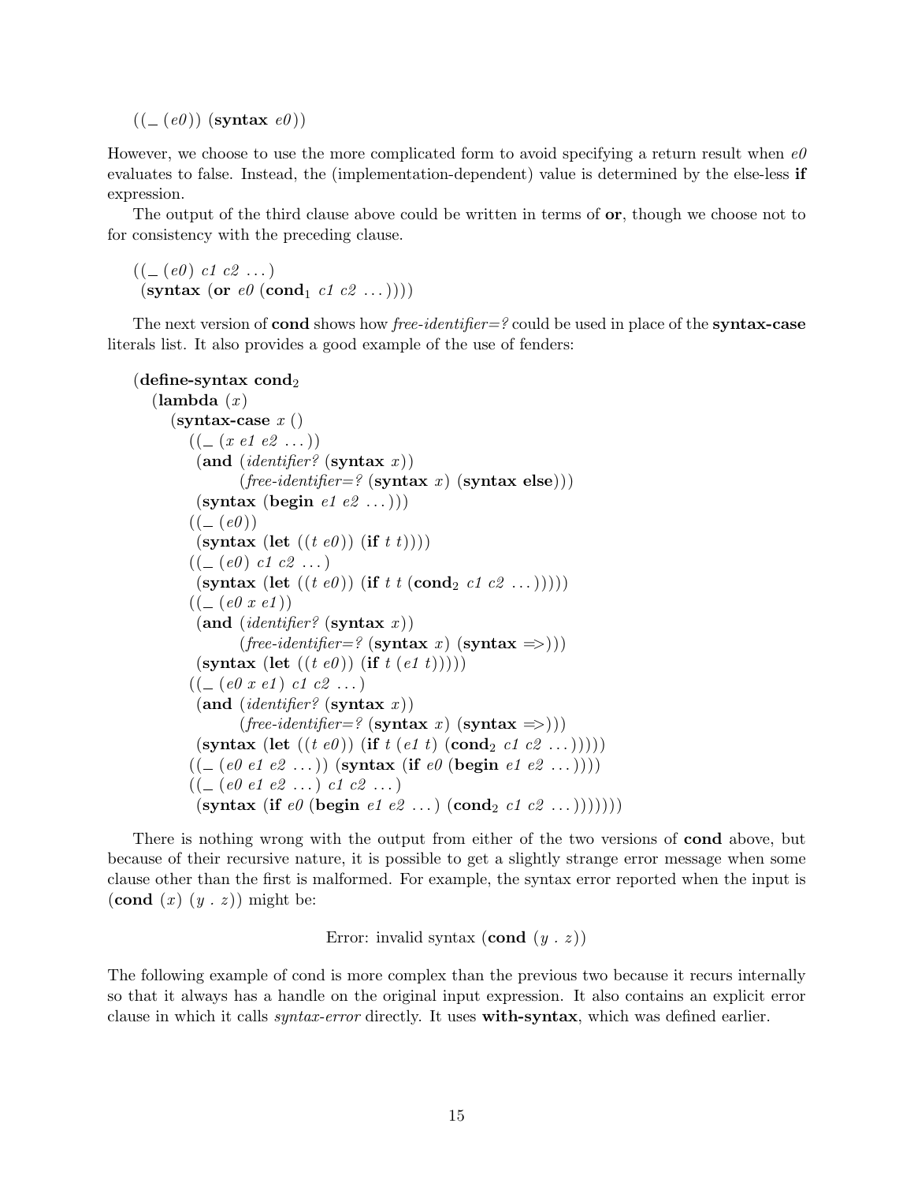```
((_ (e0)) (syntax e0))
```

However, we choose to use the more complicated form to avoid specifying a return result when *e0* evaluates to false. Instead, the (implementation-dependent) value is determined by the else-less **if** expression.

The output of the third clause above could be written in terms of **or**, though we choose not to for consistency with the preceding clause.

```
((_ (e0) c1 c2 ...)
 (syntax (or e0 (cond1 c1 c2 ...))))
```

The next version of **cond** shows how *free-identifier=?* could be used in place of the **syntax-case** literals list. It also provides a good example of the use of fenders:

```
(define-syntax cond2
  (lambda (x)
    (syntax-case x ()
      ((_ (x e1 e2 ...))
       (and (identifier? (syntax x))
            (free-identifier=? (syntax x) (syntax else)))
       (syntax (begin e1 e2 ...)))
      ((_ (e0))
       (syntax (let ((t e0)) (if t t))))
      ((_ (e0) c1 c2 ...)
       (syntax (let ((t e0)) (if t t (cond2 c1 c2 ...)))))
      ((_ (e0 x e1))
       (and (identifier? (syntax x))
            (free-identifier=? (syntax x) (syntax =>)))
       (syntax (let ((t e0)) (if t (e1 t)))))
      ((_ (e0 x e1) c1 c2 ...)
       (and (identifier? (syntax x))
            (free-identifier=? (syntax x) (syntax =>)))
       (syntax (let ((t e0)) (if t (e1 t) (cond2 c1 c2 ...)))))
      ((_ (e0 e1 e2 ...)) (syntax (if e0 (begin e1 e2 ...))))
      ((_ (e0 e1 e2 ...) c1 c2 ...)
       (syntax (if e0 (begin e1 e2 ...) (cond2 c1 c2 ...)))))))
```

There is nothing wrong with the output from either of the two versions of **cond** above, but because of their recursive nature, it is possible to get a slightly strange error message when some clause other than the first is malformed. For example, the syntax error reported when the input is (**cond** (*x*) (*y* . *z*)) might be:

Error: invalid syntax (**cond** (*y* . *z*))

The following example of cond is more complex than the previous two because it recurs internally so that it always has a handle on the original input expression. It also contains an explicit error clause in which it calls *syntax-error* directly. It uses **with-syntax**, which was defined earlier.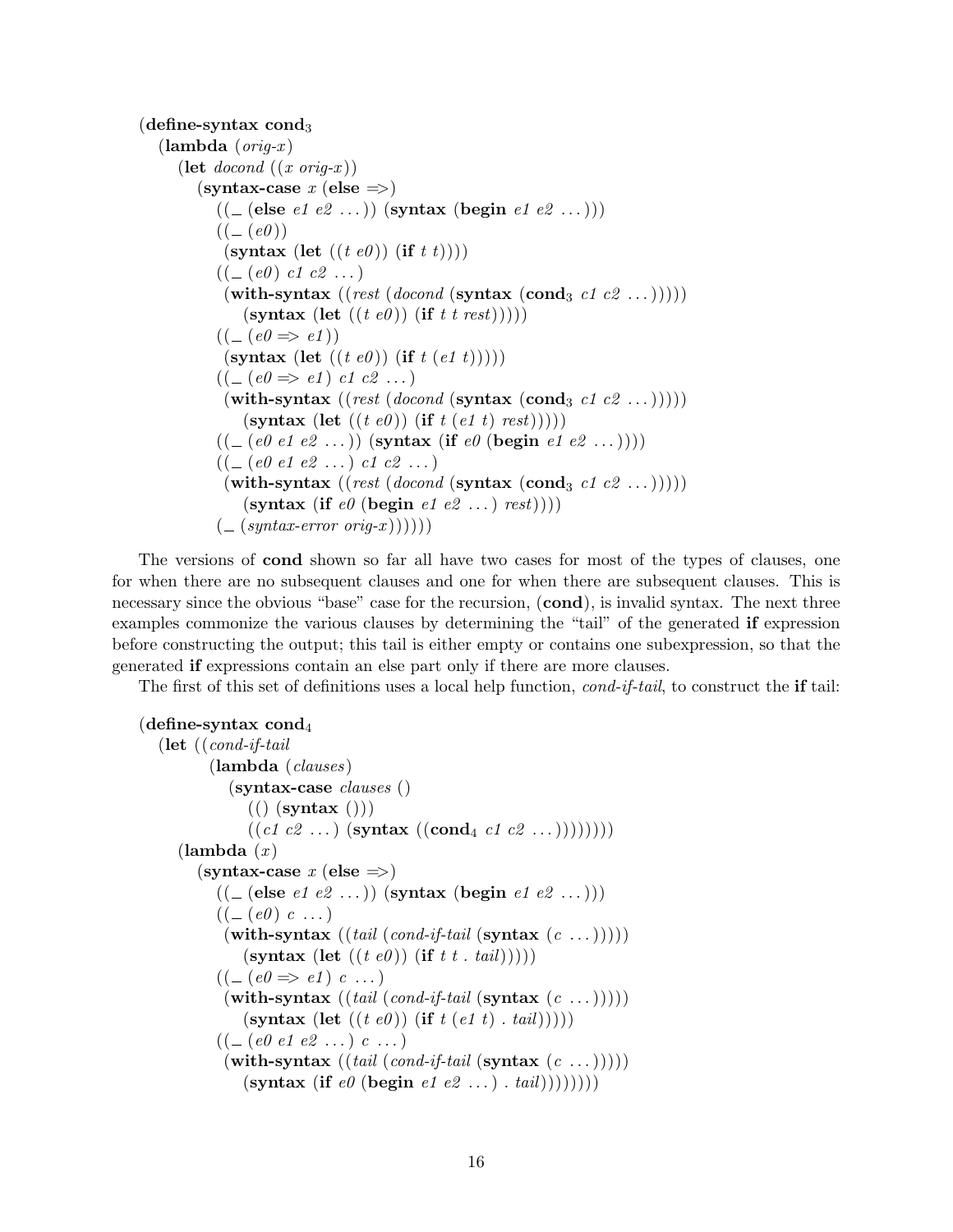```
(define-syntax cond3
  (lambda (orig-x)
    (let docond ((x orig-x))
      (syntax-case x (else =>)
        ((_ (else e1 e2 ...)) (syntax (begin e1 e2 ...)))
        ((_ (e0))
         (syntax (let ((t e0)) (if t t))))
        ((_ (e0) c1 c2 ...)
         (with-syntax ((rest (docond (syntax (cond3 c1 c2 ...)))))
           (syntax (let ((t e0)) (if t t rest)))))
        ((_ (e0 => e1))
         (syntax (let ((t e0)) (if t (e1 t)))))
        ((_ (e0 => e1) c1 c2 ...)
         (with-syntax ((rest (docond (syntax (cond3 c1 c2 ...)))))
           (syntax (let ((t e0)) (if t (e1 t) rest)))))
        ((_ (e0 e1 e2 ...)) (syntax (if e0 (begin e1 e2 ...))))
        ((_ (e0 e1 e2 ...) c1 c2 ...)
         (with-syntax ((rest (docond (syntax (cond3 c1 c2 ...)))))
           (syntax (if e0 (begin e1 e2 ...) rest))))
        (_ (syntax-error orig-x))))))
```

The versions of **cond** shown so far all have two cases for most of the types of clauses, one for when there are no subsequent clauses and one for when there are subsequent clauses. This is necessary since the obvious "base" case for the recursion, (**cond**), is invalid syntax. The next three examples commonize the various clauses by determining the "tail" of the generated **if** expression before constructing the output; this tail is either empty or contains one subexpression, so that the generated **if** expressions contain an else part only if there are more clauses.

The first of this set of definitions uses a local help function, *cond-if-tail*, to construct the **if** tail:

```
(define-syntax cond4
  (let ((cond-if-tail
         (lambda (clauses)
           (syntax-case clauses ()
             (() (syntax ()))
             ((c1 c2 ...) (syntax ((cond4 c1 c2 ...))))))))
    (lambda (x)
      (syntax-case x (else =>)
        ((_ (else e1 e2 ...)) (syntax (begin e1 e2 ...)))
        ((_ (e0) c ...)
         (with-syntax ((tail (cond-if-tail (syntax (c ...)))))
           (syntax (let ((t e0)) (if t t . tail)))))
        ((_ (e0 => e1) c ...)
         (with-syntax ((tail (cond-if-tail (syntax (c ...)))))
           (syntax (let ((t e0)) (if t (e1 t) . tail)))))
        ((_ (e0 e1 e2 ...) c ...)
         (with-syntax ((tail (cond-if-tail (syntax (c ...)))))
           (syntax (if e0 (begin e1 e2 ...) . tail))))))))
```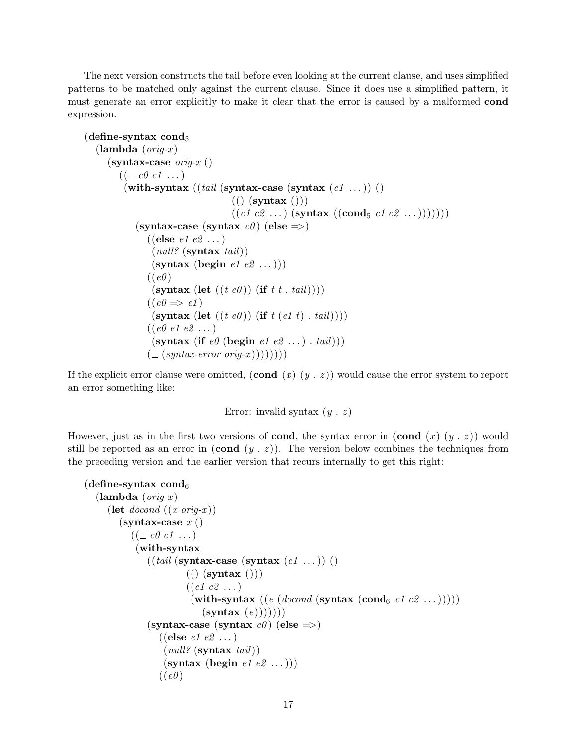The next version constructs the tail before even looking at the current clause, and uses simplified patterns to be matched only against the current clause. Since it does use a simplified pattern, it must generate an error explicitly to make it clear that the error is caused by a malformed **cond** expression.

```
(define-syntax cond5
  (lambda (orig-x)
    (syntax-case orig-x ()
      ((_ c0 c1 ...)
       (with-syntax ((tail (syntax-case (syntax (c1 ...)) ()
                             (() (syntax ()))
                             ((c1 c2 ...) (syntax ((cond5 c1 c2 ...)))))))
         (syntax-case (syntax c0) (else =>)
           ((else e1 e2 ...)
            (null? (syntax tail))
            (syntax (begin e1 e2 ...)))
           ((e0)
            (syntax (let ((t e0)) (if t t . tail))))
           ((e0 => e1)
            (syntax (let ((t e0)) (if t (e1 t) . tail))))
           ((e0 e1 e2 ...)
            (syntax (if e0 (begin e1 e2 ...) . tail)))
           (_ (syntax-error orig-x))))))))
```

If the explicit error clause were omitted, (**cond** (*x*) (*y* . *z*)) would cause the error system to report an error something like:

Error: invalid syntax (*y* . *z*)

However, just as in the first two versions of **cond**, the syntax error in (**cond** (*x*) (*y* . *z*)) would still be reported as an error in (**cond** (*y* . *z*)). The version below combines the techniques from the preceding version and the earlier version that recurs internally to get this right:

```
(define-syntax cond6
  (lambda (orig-x)
    (let docond ((x orig-x))
      (syntax-case x ()
        ((_ c0 c1 ...)
         (with-syntax
           ((tail (syntax-case (syntax (c1 ...)) ()
                    (() (syntax ()))
                    ((c1 c2 ...)
                     (with-syntax ((e (docond (syntax (cond6 c1 c2 ...)))))
                       (syntax (e)))))))
           (syntax-case (syntax c0) (else =>)
             ((else e1 e2 ...)
              (null? (syntax tail))
              (syntax (begin e1 e2 ...)))
             ((e0)
```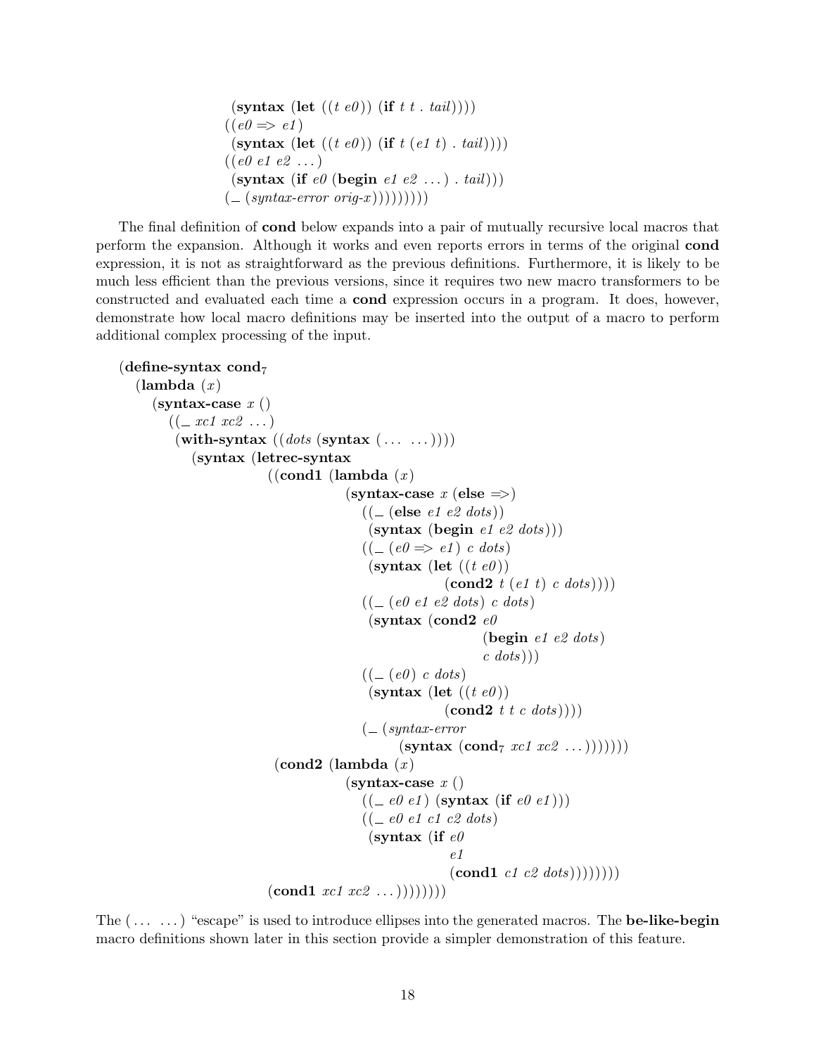```
                 (syntax (let ((t e0)) (if t t . tail))))
                ((e0 => e1)
                 (syntax (let ((t e0)) (if t (e1 t) . tail))))
                ((e0 e1 e2 ...)
                 (syntax (if e0 (begin e1 e2 ...) . tail)))
                (_ (syntax-error orig-x)))))))))
```

The final definition of **cond** below expands into a pair of mutually recursive local macros that perform the expansion. Although it works and even reports errors in terms of the original **cond** expression, it is not as straightforward as the previous definitions. Furthermore, it is likely to be much less efficient than the previous versions, since it requires two new macro transformers to be constructed and evaluated each time a **cond** expression occurs in a program. It does, however, demonstrate how local macro definitions may be inserted into the output of a macro to perform additional complex processing of the input.

```
(define-syntax cond7
  (lambda (x)
    (syntax-case x ()
      ((_ xc1 xc2 ...)
       (with-syntax ((dots (syntax (... ...))))
         (syntax (letrec-syntax
                     ((cond1 (lambda (x)
                               (syntax-case x (else =>)
                                 ((_ (else e1 e2 dots))
                                  (syntax (begin e1 e2 dots)))
                                 ((_ (e0 => e1) c dots)
                                  (syntax (let ((t e0))
                                            (cond2 t (e1 t) c dots))))
                                 ((_ (e0 e1 e2 dots) c dots)
                                  (syntax (cond2 e0
                                                 (begin e1 e2 dots)
                                                 c dots)))
                                 ((_ (e0) c dots)
                                  (syntax (let ((t e0))
                                            (cond2 t t c dots))))
                                 (_ (syntax-error
                                      (syntax (cond7 xc1 xc2 ...)))))))
                      (cond2 (lambda (x)
                               (syntax-case x ()
                                 ((_ e0 e1) (syntax (if e0 e1)))
                                 ((_ e0 e1 c1 c2 dots)
                                  (syntax (if e0
                                              e1
                                              (cond1 c1 c2 dots))))))))
                   (cond1 xc1 xc2 ...)))))))))
```

The (... ...) "escape" is used to introduce ellipses into the generated macros. The **be-like-begin** macro definitions shown later in this section provide a simpler demonstration of this feature.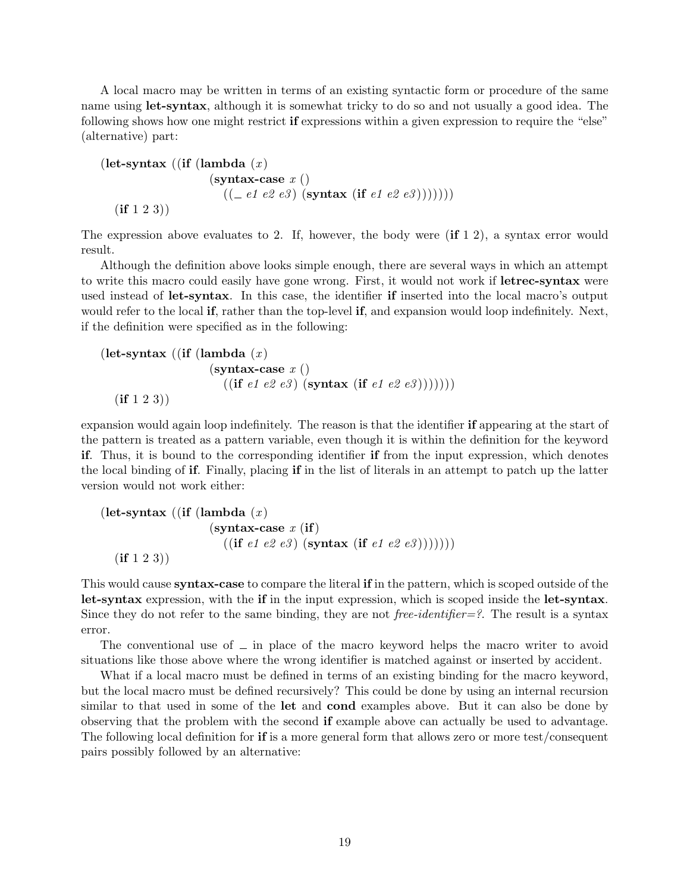A local macro may be written in terms of an existing syntactic form or procedure of the same name using **let-syntax**, although it is somewhat tricky to do so and not usually a good idea. The following shows how one might restrict **if** expressions within a given expression to require the "else" (alternative) part:

```
(let-syntax ((if (lambda (x)
                   (syntax-case x ()
                     ((_ e1 e2 e3) (syntax (if e1 e2 e3)))))))
  (if 1 2 3))
```

The expression above evaluates to 2. If, however, the body were (**if** 1 2), a syntax error would result.

Although the definition above looks simple enough, there are several ways in which an attempt to write this macro could easily have gone wrong. First, it would not work if **letrec-syntax** were used instead of **let-syntax**. In this case, the identifier **if** inserted into the local macro's output would refer to the local **if**, rather than the top-level **if**, and expansion would loop indefinitely. Next, if the definition were specified as in the following:

```
(let-syntax ((if (lambda (x)
                   (syntax-case x ()
                     ((if e1 e2 e3) (syntax (if e1 e2 e3)))))))
  (if 1 2 3))
```

expansion would again loop indefinitely. The reason is that the identifier **if** appearing at the start of the pattern is treated as a pattern variable, even though it is within the definition for the keyword **if**. Thus, it is bound to the corresponding identifier **if** from the input expression, which denotes the local binding of **if**. Finally, placing **if** in the list of literals in an attempt to patch up the latter version would not work either:

```
(let-syntax ((if (lambda (x)
                   (syntax-case x (if)
                     ((if e1 e2 e3) (syntax (if e1 e2 e3)))))))
  (if 1 2 3))
```

This would cause **syntax-case** to compare the literal **if** in the pattern, which is scoped outside of the **let-syntax** expression, with the **if** in the input expression, which is scoped inside the **let-syntax**. Since they do not refer to the same binding, they are not *free-identifier=?*. The result is a syntax error.

The conventional use of _ in place of the macro keyword helps the macro writer to avoid situations like those above where the wrong identifier is matched against or inserted by accident.

What if a local macro must be defined in terms of an existing binding for the macro keyword, but the local macro must be defined recursively? This could be done by using an internal recursion similar to that used in some of the **let** and **cond** examples above. But it can also be done by observing that the problem with the second **if** example above can actually be used to advantage. The following local definition for **if** is a more general form that allows zero or more test/consequent pairs possibly followed by an alternative: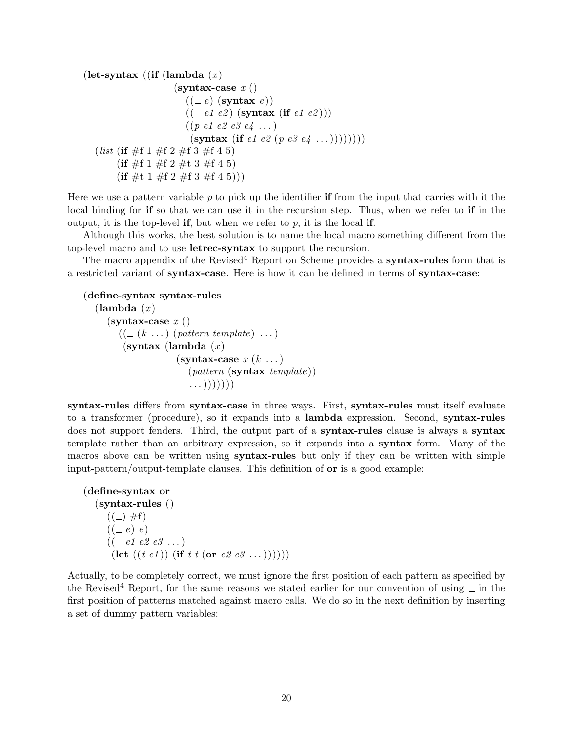```
(let-syntax ((if (lambda (x)
                   (syntax-case x ()
                     ((_ e) (syntax e))
                     ((_ e1 e2) (syntax (if e1 e2)))
                     ((p e1 e2 e3 e4 ...)
                      (syntax (if e1 e2 (p e3 e4 ...))))))))
  (list (if #f 1 #f 2 #f 3 #f 4 5)
        (if #f 1 #f 2 #t 3 #f 4 5)
        (if #t 1 #f 2 #f 3 #f 4 5)))
```

Here we use a pattern variable *p* to pick up the identifier **if** from the input that carries with it the local binding for **if** so that we can use it in the recursion step. Thus, when we refer to **if** in the output, it is the top-level **if**, but when we refer to *p*, it is the local **if**.

Although this works, the best solution is to name the local macro something different from the top-level macro and to use **letrec-syntax** to support the recursion.

The macro appendix of the Revised[4] Report on Scheme provides a **syntax-rules** form that is a restricted variant of **syntax-case**. Here is how it can be defined in terms of **syntax-case**:

```
(define-syntax syntax-rules
  (lambda (x)
    (syntax-case x ()
      ((_ (k ...) (pattern template) ...)
       (syntax (lambda (x)
                 (syntax-case x (k ...)
                   (pattern (syntax template))
                   ...)))))))
```

**syntax-rules** differs from **syntax-case** in three ways. First, **syntax-rules** must itself evaluate to a transformer (procedure), so it expands into a **lambda** expression. Second, **syntax-rules** does not support fenders. Third, the output part of a **syntax-rules** clause is always a **syntax** template rather than an arbitrary expression, so it expands into a **syntax** form. Many of the macros above can be written using **syntax-rules** but only if they can be written with simple input-pattern/output-template clauses. This definition of **or** is a good example:

```
(define-syntax or
  (syntax-rules ()
    ((_) #f)
    ((_ e) e)
    ((_ e1 e2 e3 ...)
     (let ((t e1)) (if t t (or e2 e3 ...))))))
```

Actually, to be completely correct, we must ignore the first position of each pattern as specified by the Revised[4] Report, for the same reasons we stated earlier for our convention of using _ in the first position of patterns matched against macro calls. We do so in the next definition by inserting a set of dummy pattern variables: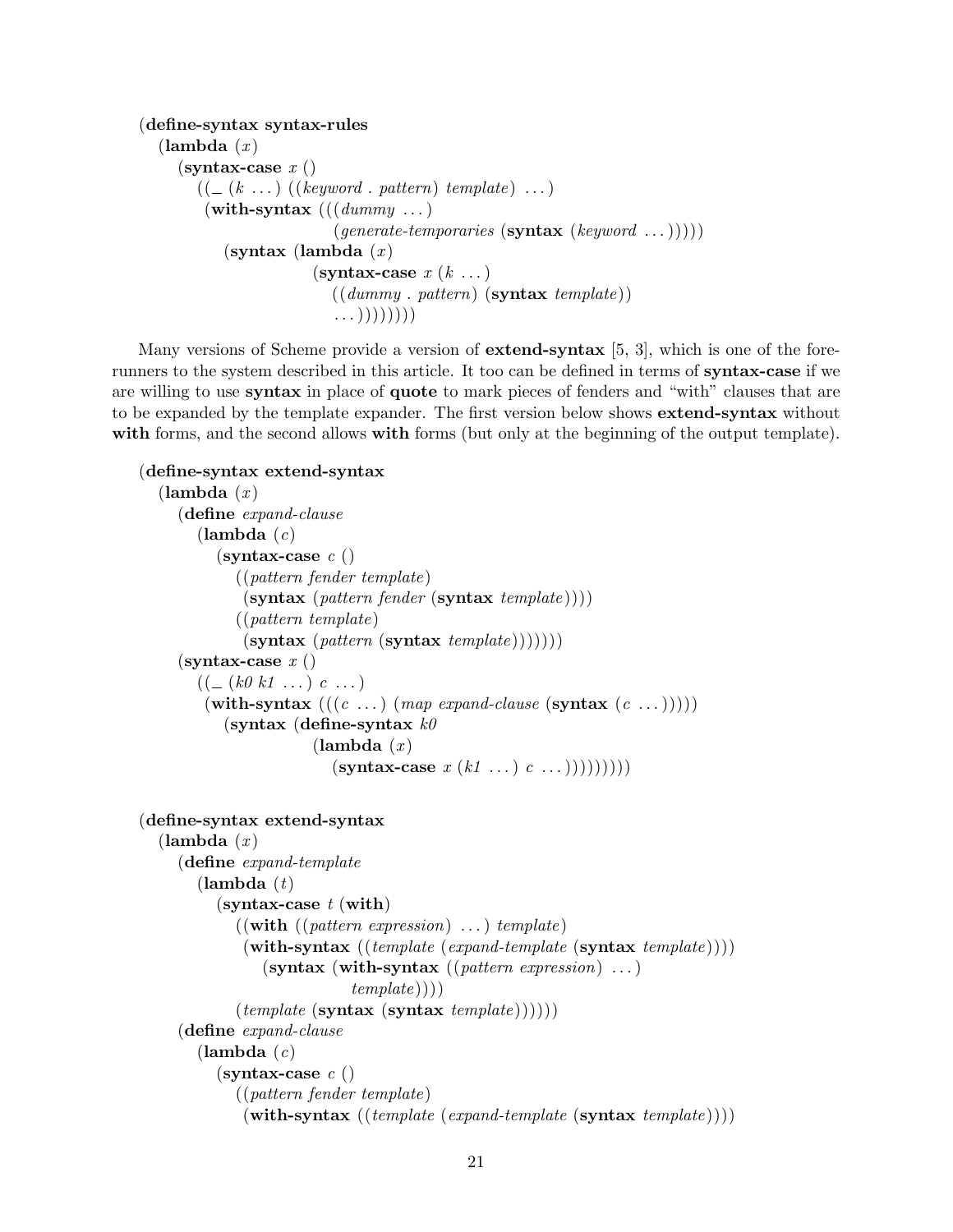```
(define-syntax syntax-rules
  (lambda (x)
    (syntax-case x ()
      ((_ (k ...) ((keyword . pattern) template) ...)
       (with-syntax (((dummy ...)
                      (generate-temporaries (syntax (keyword ...)))))
         (syntax (lambda (x)
                   (syntax-case x (k ...)
                     ((dummy . pattern) (syntax template))
                     ...))))))))
```

Many versions of Scheme provide a version of **extend-syntax** [5, 3], which is one of the forerunners to the system described in this article. It too can be defined in terms of **syntax-case** if we are willing to use **syntax** in place of **quote** to mark pieces of fenders and "with" clauses that are to be expanded by the template expander. The first version below shows **extend-syntax** without **with** forms, and the second allows **with** forms (but only at the beginning of the output template).

```
(define-syntax extend-syntax
  (lambda (x)
    (define expand-clause
      (lambda (c)
        (syntax-case c ()
          ((pattern fender template)
           (syntax (pattern fender (syntax template))))
          ((pattern template)
           (syntax (pattern (syntax template)))))))
    (syntax-case x ()
      ((_ (k0 k1 ...) c ...)
       (with-syntax (((c ...) (map expand-clause (syntax (c ...)))))
         (syntax (define-syntax k0
                   (lambda (x)
                     (syntax-case x (k1 ...) c ...)))))))))
```

```
(define-syntax extend-syntax
  (lambda (x)
    (define expand-template
      (lambda (t)
        (syntax-case t (with)
          ((with ((pattern expression) ...) template)
           (with-syntax ((template (expand-template (syntax template))))
             (syntax (with-syntax ((pattern expression) ...)
                       template))))
          (template (syntax (syntax template))))))
    (define expand-clause
      (lambda (c)
        (syntax-case c ()
          ((pattern fender template)
           (with-syntax ((template (expand-template (syntax template))))
```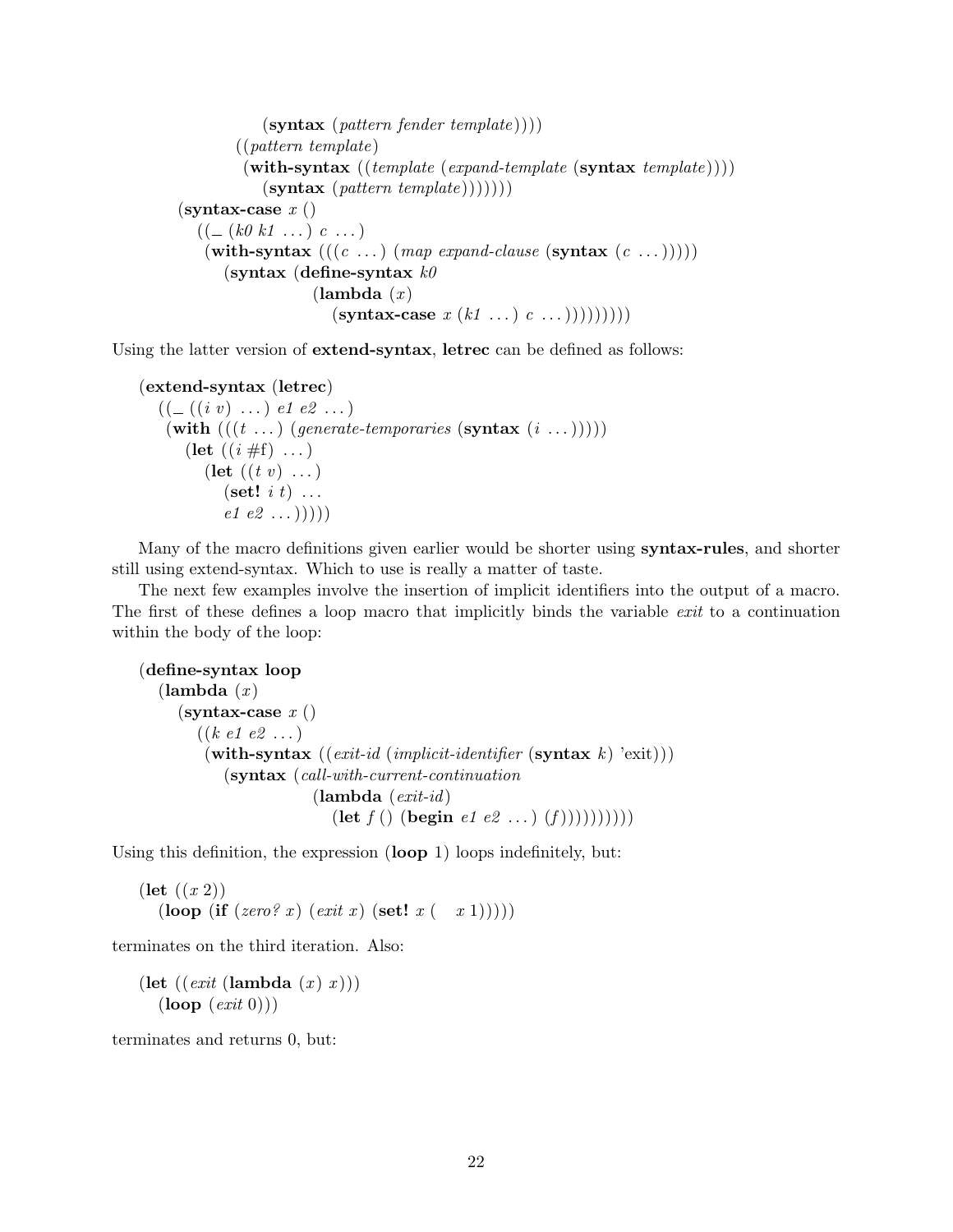```
          (syntax (pattern fender template))))
        ((pattern template)
         (with-syntax ((template (expand-template (syntax template))))
           (syntax (pattern template)))))))
  (syntax-case x ()
    ((_ (k0 k1 ...) c ...)
     (with-syntax (((c ...) (map expand-clause (syntax (c ...)))))
       (syntax (define-syntax k0
                 (lambda (x)
                   (syntax-case x (k1 ...) c ...)))))))))
```

Using the latter version of **extend-syntax**, **letrec** can be defined as follows:

```
(extend-syntax (letrec)
  ((_ ((i v) ...) e1 e2 ...)
   (with (((t ...) (generate-temporaries (syntax (i ...)))))
     (let ((i #f) ...)
       (let ((t v) ...)
         (set! i t) ...
         e1 e2 ...)))))
```

Many of the macro definitions given earlier would be shorter using **syntax-rules**, and shorter still using extend-syntax. Which to use is really a matter of taste.

The next few examples involve the insertion of implicit identifiers into the output of a macro. The first of these defines a loop macro that implicitly binds the variable *exit* to a continuation within the body of the loop:

```
(define-syntax loop
  (lambda (x)
    (syntax-case x ()
      ((k e1 e2 ...)
       (with-syntax ((exit-id (implicit-identifier (syntax k) 'exit)))
         (syntax (call-with-current-continuation
                   (lambda (exit-id)
                     (let f () (begin e1 e2 ...) (f))))))))))
```

Using this definition, the expression (**loop** 1) loops indefinitely, but:

```
(let ((x 2))
  (loop (if (zero? x) (exit x) (set! x (- x 1)))))
```

terminates on the third iteration. Also:

```
(let ((exit (lambda (x) x)))
  (loop (exit 0)))
```

terminates and returns 0, but: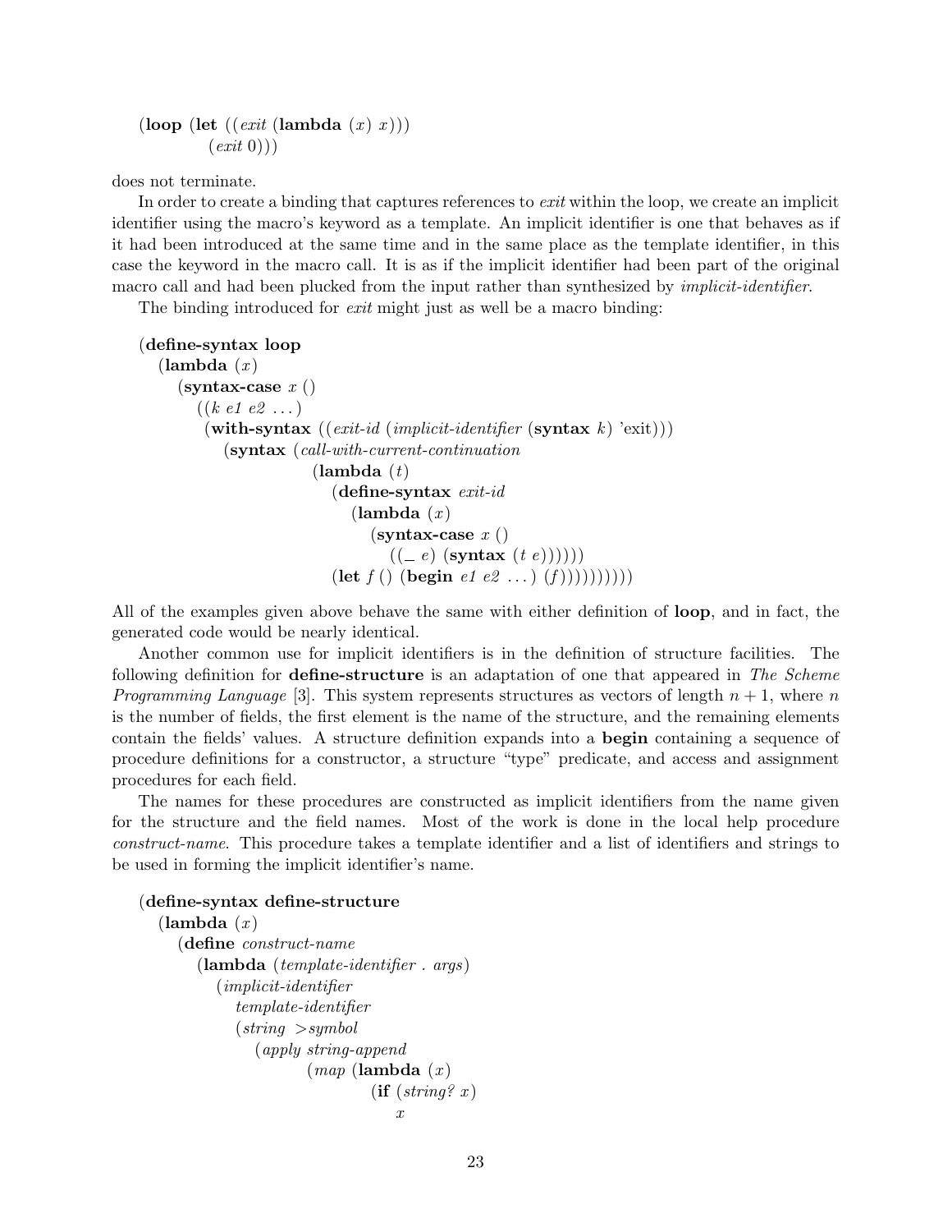```
(loop (let ((exit (lambda (x) x)))
        (exit 0)))
```

does not terminate.

In order to create a binding that captures references to *exit* within the loop, we create an implicit identifier using the macro's keyword as a template. An implicit identifier is one that behaves as if it had been introduced at the same time and in the same place as the template identifier, in this case the keyword in the macro call. It is as if the implicit identifier had been part of the original macro call and had been plucked from the input rather than synthesized by *implicit-identifier*.

The binding introduced for *exit* might just as well be a macro binding:

```
(define-syntax loop
  (lambda (x)
    (syntax-case x ()
      ((k e1 e2 ...)
       (with-syntax ((exit-id (implicit-identifier (syntax k) 'exit)))
         (syntax (call-with-current-continuation
                   (lambda (t)
                     (define-syntax exit-id
                       (lambda (x)
                         (syntax-case x ()
                           ((_ e) (syntax (t e))))))
                     (let f () (begin e1 e2 ...) (f))))))))))
```

All of the examples given above behave the same with either definition of **loop**, and in fact, the generated code would be nearly identical.

Another common use for implicit identifiers is in the definition of structure facilities. The following definition for **define-structure** is an adaptation of one that appeared in *The Scheme Programming Language* [3]. This system represents structures as vectors of length $n + 1$, where $n$ is the number of fields, the first element is the name of the structure, and the remaining elements contain the fields' values. A structure definition expands into a **begin** containing a sequence of procedure definitions for a constructor, a structure "type" predicate, and access and assignment procedures for each field.

The names for these procedures are constructed as implicit identifiers from the name given for the structure and the field names. Most of the work is done in the local help procedure *construct-name*. This procedure takes a template identifier and a list of identifiers and strings to be used in forming the implicit identifier's name.

```
(define-syntax define-structure
  (lambda (x)
    (define construct-name
      (lambda (template-identifier . args)
        (implicit-identifier
          template-identifier
          (string >symbol
            (apply string-append
                   (map (lambda (x)
                          (if (string? x)
                              x
```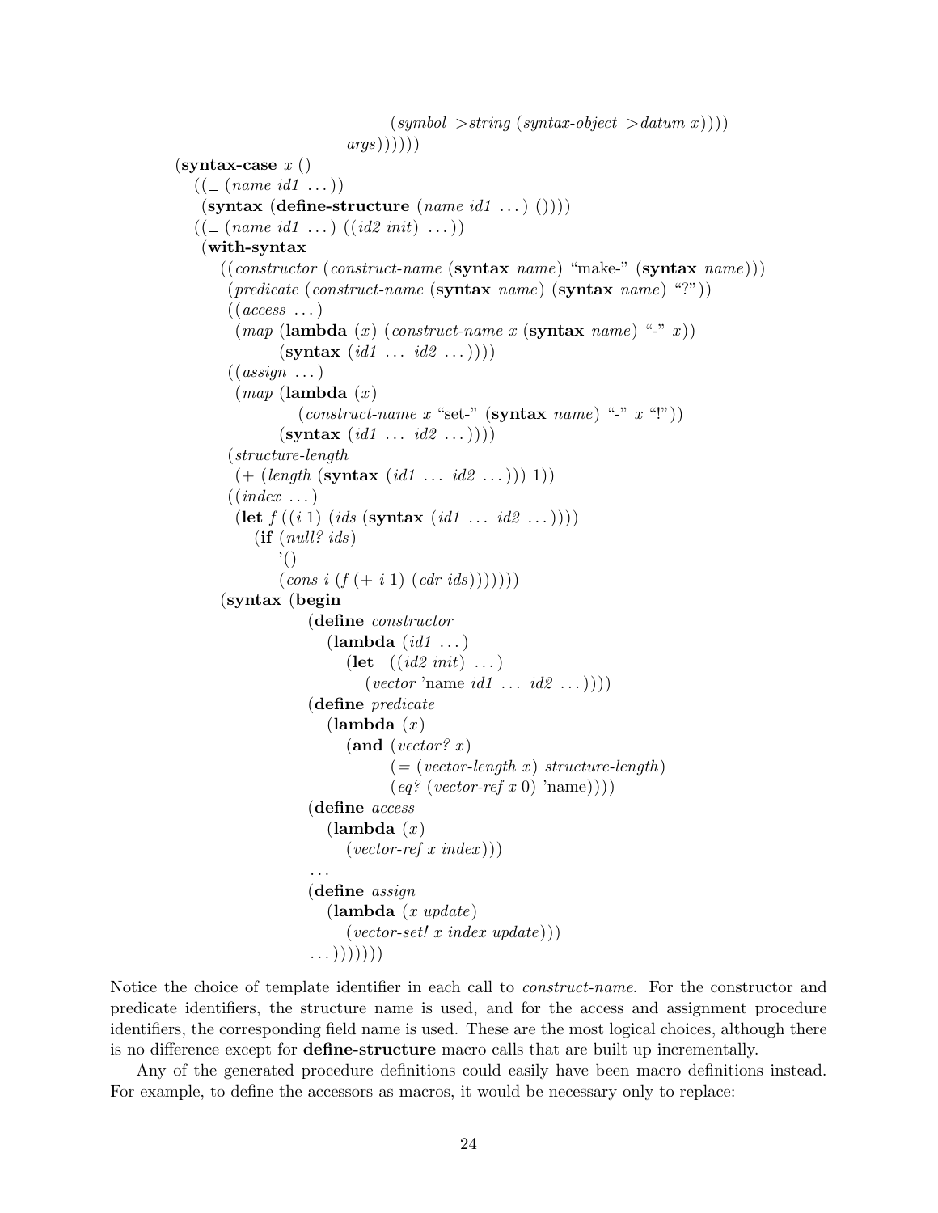```
                                (symbol->string (syntax-object->datum x))))
                            args))))))
    (syntax-case x ()
      ((_ (name id1 ...))
       (syntax (define-structure (name id1 ...) ())))
      ((_ (name id1 ...) ((id2 init) ...))
       (with-syntax
         ((constructor (construct-name (syntax name) "make-" (syntax name)))
          (predicate (construct-name (syntax name) (syntax name) "?"))
          ((access ...)
           (map (lambda (x) (construct-name x (syntax name) "-" x))
                (syntax (id1 ... id2 ...))))
          ((assign ...)
           (map (lambda (x)
                  (construct-name x "set-" (syntax name) "-" x "!"))
                (syntax (id1 ... id2 ...))))
          (structure-length
           (+ (length (syntax (id1 ... id2 ...))) 1))
          ((index ...)
           (let f ((i 1) (ids (syntax (id1 ... id2 ...))))
             (if (null? ids)
                 '()
                 (cons i (f (+ i 1) (cdr ids)))))))
         (syntax (begin
                   (define constructor
                     (lambda (id1 ...)
                       (let ((id2 init) ...)
                         (vector 'name id1 ... id2 ...))))
                   (define predicate
                     (lambda (x)
                       (and (vector? x)
                            (= (vector-length x) structure-length)
                            (eq? (vector-ref x 0) 'name))))
                   (define access
                     (lambda (x)
                       (vector-ref x index)))
                   ...
                   (define assign
                     (lambda (x update)
                       (vector-set! x index update)))
                   ...)))))))
```

Notice the choice of template identifier in each call to *construct-name*. For the constructor and predicate identifiers, the structure name is used, and for the access and assignment procedure identifiers, the corresponding field name is used. These are the most logical choices, although there is no difference except for **define-structure** macro calls that are built up incrementally.

Any of the generated procedure definitions could easily have been macro definitions instead. For example, to define the accessors as macros, it would be necessary only to replace: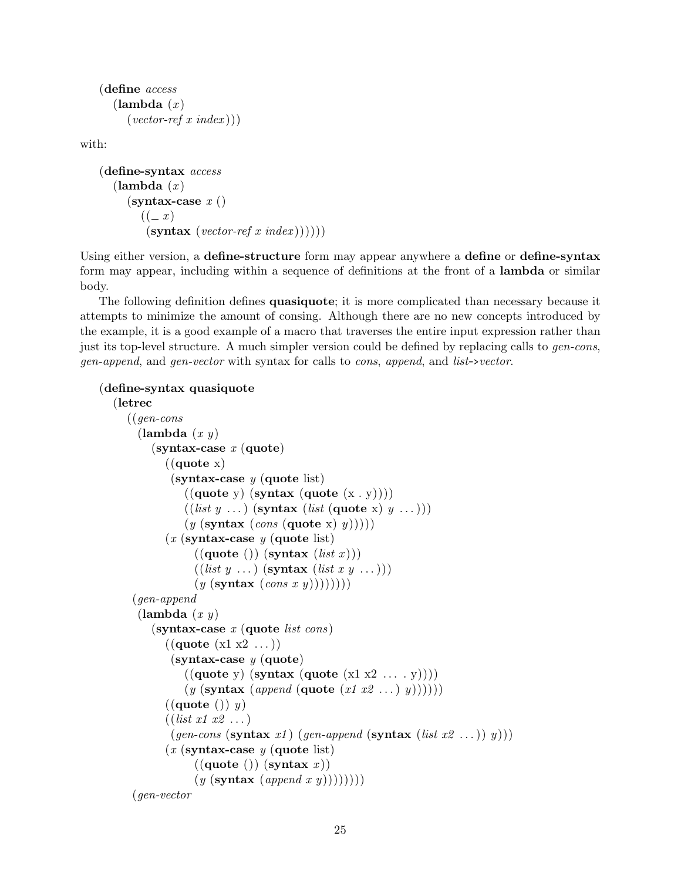```
(define access
  (lambda (x)
    (vector-ref x index)))
```

with:

```
(define-syntax access
  (lambda (x)
    (syntax-case x ()
      ((_ x)
       (syntax (vector-ref x index))))))
```

Using either version, a **define-structure** form may appear anywhere a **define** or **define-syntax** form may appear, including within a sequence of definitions at the front of a **lambda** or similar body.

The following definition defines **quasiquote**; it is more complicated than necessary because it attempts to minimize the amount of consing. Although there are no new concepts introduced by the example, it is a good example of a macro that traverses the entire input expression rather than just its top-level structure. A much simpler version could be defined by replacing calls to *gen-cons*, *gen-append*, and *gen-vector* with syntax for calls to *cons*, *append*, and *list->vector*.

```
(define-syntax quasiquote
  (letrec
    ((gen-cons
      (lambda (x y)
        (syntax-case x (quote)
          ((quote x)
           (syntax-case y (quote list)
             ((quote y) (syntax (quote (x . y))))
             ((list y ...) (syntax (list (quote x) y ...)))
             (y (syntax (cons (quote x) y)))))
          (x (syntax-case y (quote list)
               ((quote ()) (syntax (list x)))
               ((list y ...) (syntax (list x y ...)))
               (y (syntax (cons x y))))))))
     (gen-append
      (lambda (x y)
        (syntax-case x (quote list cons)
          ((quote (x1 x2 ...))
           (syntax-case y (quote)
             ((quote y) (syntax (quote (x1 x2 ... . y))))
             (y (syntax (append (quote (x1 x2 ...) y))))))
          ((quote ()) y)
          ((list x1 x2 ...)
           (gen-cons (syntax x1) (gen-append (syntax (list x2 ...)) y)))
          (x (syntax-case y (quote list)
               ((quote ()) (syntax x))
               (y (syntax (append x y))))))))
     (gen-vector
```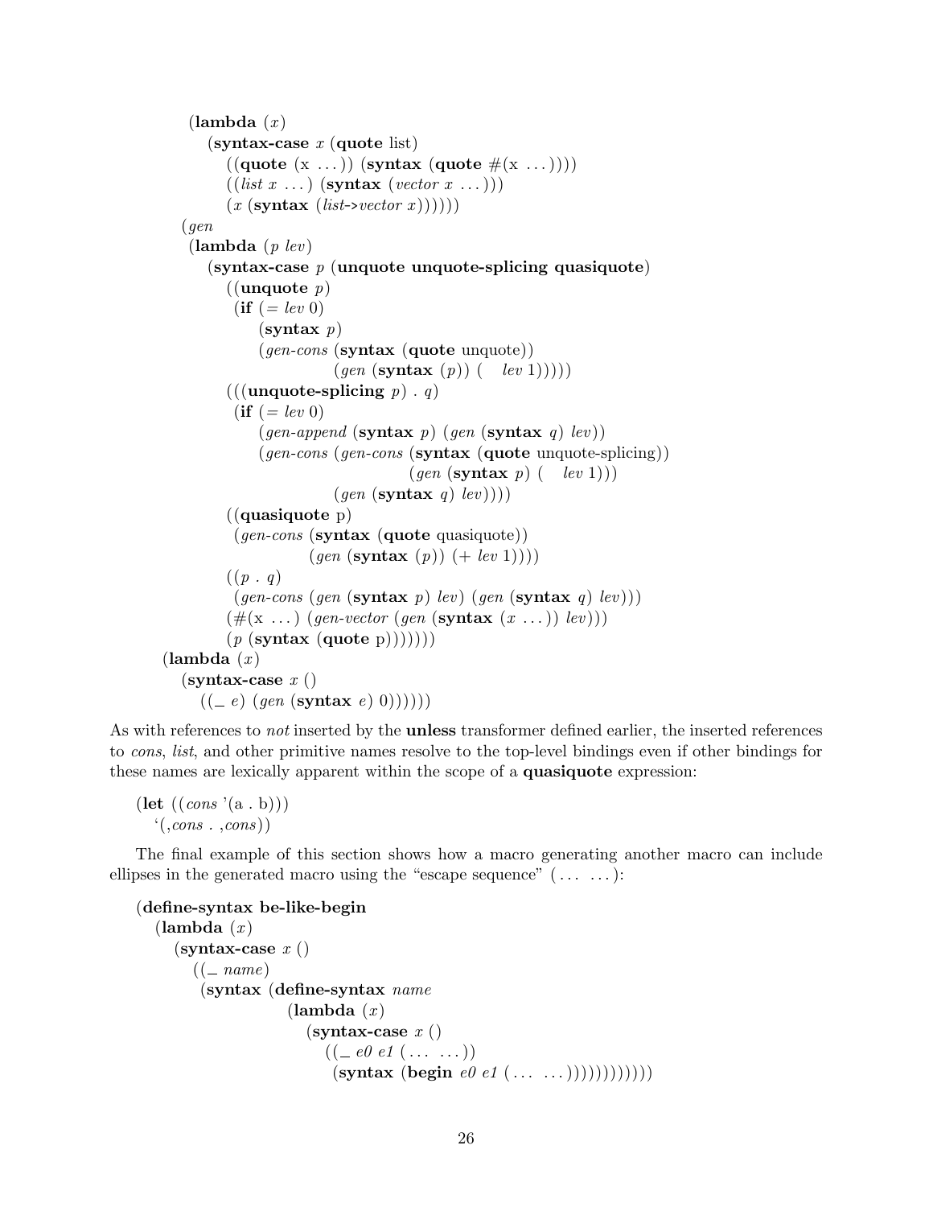```
          (lambda (x)
            (syntax-case x (quote list)
              ((quote (x ...)) (syntax (quote #(x ...))))
              ((list x ...) (syntax (vector x ...)))
              (x (syntax (list->vector x))))))
         (gen
          (lambda (p lev)
            (syntax-case p (unquote unquote-splicing quasiquote)
              ((unquote p)
               (if (= lev 0)
                   (syntax p)
                   (gen-cons (syntax (quote unquote))
                             (gen (syntax (p)) (   lev 1)))))
              (((unquote-splicing p) . q)
               (if (= lev 0)
                   (gen-append (syntax p) (gen (syntax q) lev))
                   (gen-cons (gen-cons (syntax (quote unquote-splicing))
                                       (gen (syntax p) (   lev 1)))
                             (gen (syntax q) lev))))
              ((quasiquote p)
               (gen-cons (syntax (quote quasiquote))
                         (gen (syntax (p)) (+ lev 1))))
              ((p . q)
               (gen-cons (gen (syntax p) lev) (gen (syntax q) lev)))
              (#(x ...) (gen-vector (gen (syntax (x ...)) lev)))
              (p (syntax (quote p)))))))
      (lambda (x)
        (syntax-case x ()
          ((_ e) (gen (syntax e) 0))))))
```

As with references to *not* inserted by the **unless** transformer defined earlier, the inserted references to *cons*, *list*, and other primitive names resolve to the top-level bindings even if other bindings for these names are lexically apparent within the scope of a **quasiquote** expression:

```
(let ((cons '(a . b)))
  `(,cons . ,cons))
```

The final example of this section shows how a macro generating another macro can include ellipses in the generated macro using the "escape sequence" (... ...):

```
(define-syntax be-like-begin
  (lambda (x)
    (syntax-case x ()
      ((_ name)
       (syntax (define-syntax name
                 (lambda (x)
                   (syntax-case x ()
                     ((_ e0 e1 (... ...))
                      (syntax (begin e0 e1 (... ...)))))))))))
```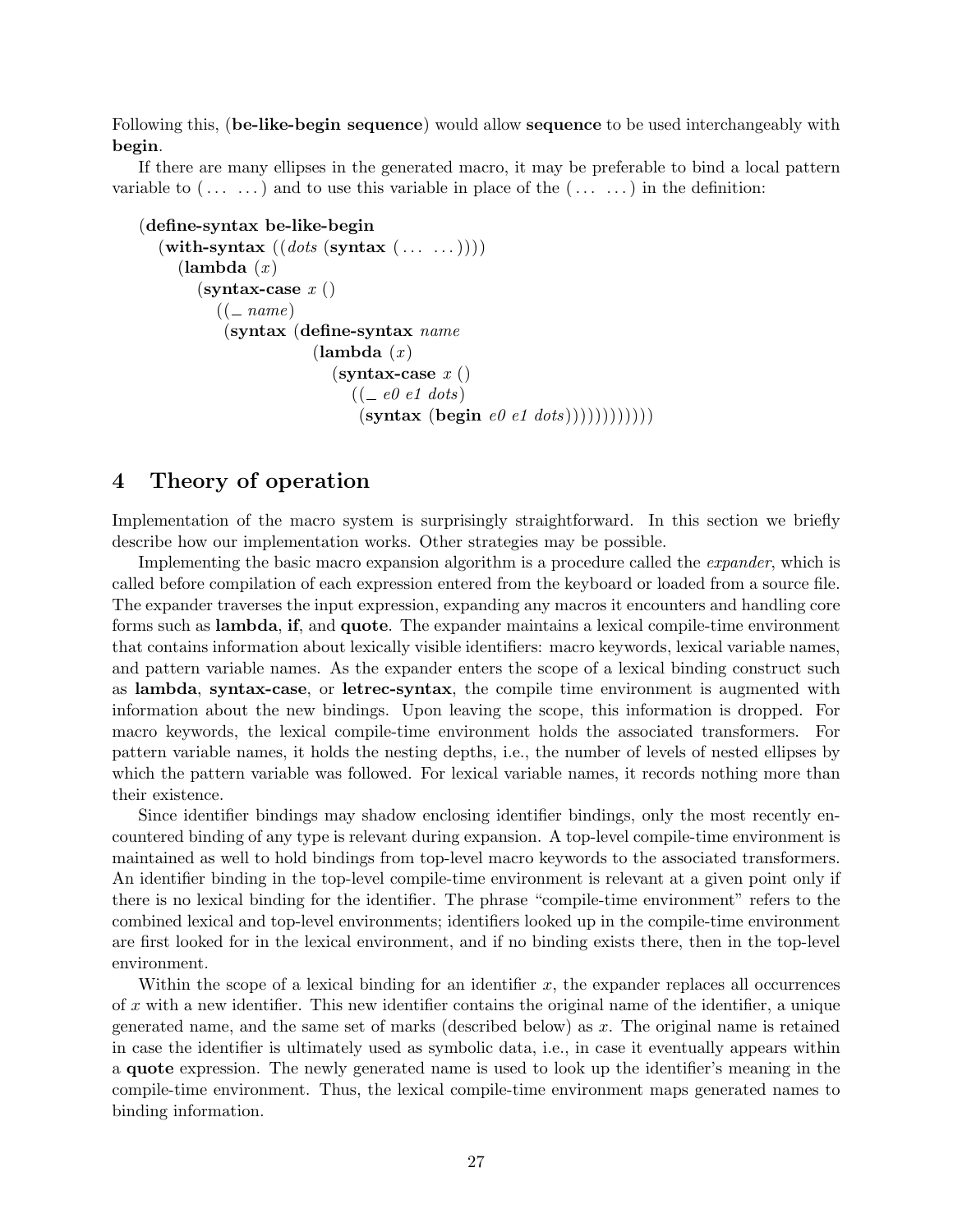Following this, (**be-like-begin sequence**) would allow **sequence** to be used interchangeably with **begin**.

If there are many ellipses in the generated macro, it may be preferable to bind a local pattern variable to (... ...) and to use this variable in place of the (... ...) in the definition:

```
(define-syntax be-like-begin
  (with-syntax ((dots (syntax (... ...))))
    (lambda (x)
      (syntax-case x ()
        ((_ name)
         (syntax (define-syntax name
                   (lambda (x)
                     (syntax-case x ()
                       ((_ e0 e1 dots)
                        (syntax (begin e0 e1 dots))))))))))))
```

## 4 Theory of operation

Implementation of the macro system is surprisingly straightforward. In this section we briefly describe how our implementation works. Other strategies may be possible.

Implementing the basic macro expansion algorithm is a procedure called the *expander*, which is called before compilation of each expression entered from the keyboard or loaded from a source file. The expander traverses the input expression, expanding any macros it encounters and handling core forms such as **lambda**, **if**, and **quote**. The expander maintains a lexical compile-time environment that contains information about lexically visible identifiers: macro keywords, lexical variable names, and pattern variable names. As the expander enters the scope of a lexical binding construct such as **lambda**, **syntax-case**, or **letrec-syntax**, the compile time environment is augmented with information about the new bindings. Upon leaving the scope, this information is dropped. For macro keywords, the lexical compile-time environment holds the associated transformers. For pattern variable names, it holds the nesting depths, i.e., the number of levels of nested ellipses by which the pattern variable was followed. For lexical variable names, it records nothing more than their existence.

Since identifier bindings may shadow enclosing identifier bindings, only the most recently encountered binding of any type is relevant during expansion. A top-level compile-time environment is maintained as well to hold bindings from top-level macro keywords to the associated transformers. An identifier binding in the top-level compile-time environment is relevant at a given point only if there is no lexical binding for the identifier. The phrase "compile-time environment" refers to the combined lexical and top-level environments; identifiers looked up in the compile-time environment are first looked for in the lexical environment, and if no binding exists there, then in the top-level environment.

Within the scope of a lexical binding for an identifier *x*, the expander replaces all occurrences of *x* with a new identifier. This new identifier contains the original name of the identifier, a unique generated name, and the same set of marks (described below) as *x*. The original name is retained in case the identifier is ultimately used as symbolic data, i.e., in case it eventually appears within a **quote** expression. The newly generated name is used to look up the identifier's meaning in the compile-time environment. Thus, the lexical compile-time environment maps generated names to binding information.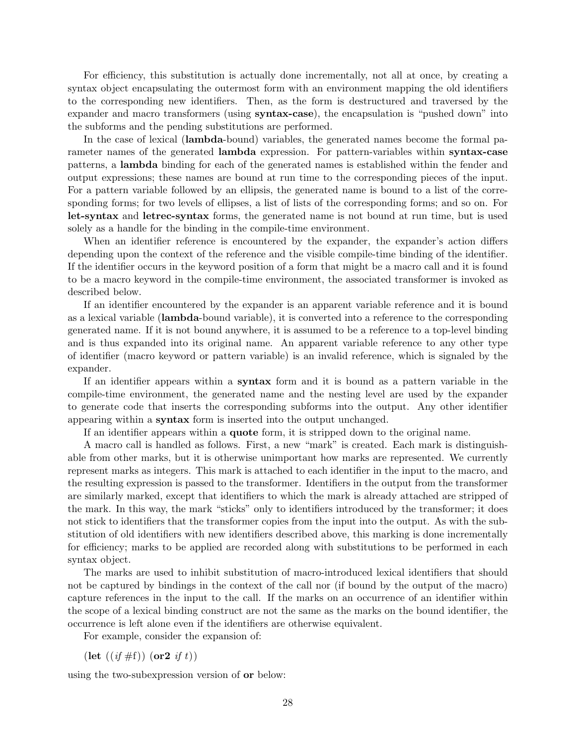For efficiency, this substitution is actually done incrementally, not all at once, by creating a syntax object encapsulating the outermost form with an environment mapping the old identifiers to the corresponding new identifiers. Then, as the form is destructured and traversed by the expander and macro transformers (using **syntax-case**), the encapsulation is "pushed down" into the subforms and the pending substitutions are performed.

In the case of lexical (**lambda**-bound) variables, the generated names become the formal parameter names of the generated **lambda** expression. For pattern-variables within **syntax-case** patterns, a **lambda** binding for each of the generated names is established within the fender and output expressions; these names are bound at run time to the corresponding pieces of the input. For a pattern variable followed by an ellipsis, the generated name is bound to a list of the corresponding forms; for two levels of ellipses, a list of lists of the corresponding forms; and so on. For **let-syntax** and **letrec-syntax** forms, the generated name is not bound at run time, but is used solely as a handle for the binding in the compile-time environment.

When an identifier reference is encountered by the expander, the expander's action differs depending upon the context of the reference and the visible compile-time binding of the identifier. If the identifier occurs in the keyword position of a form that might be a macro call and it is found to be a macro keyword in the compile-time environment, the associated transformer is invoked as described below.

If an identifier encountered by the expander is an apparent variable reference and it is bound as a lexical variable (**lambda**-bound variable), it is converted into a reference to the corresponding generated name. If it is not bound anywhere, it is assumed to be a reference to a top-level binding and is thus expanded into its original name. An apparent variable reference to any other type of identifier (macro keyword or pattern variable) is an invalid reference, which is signaled by the expander.

If an identifier appears within a **syntax** form and it is bound as a pattern variable in the compile-time environment, the generated name and the nesting level are used by the expander to generate code that inserts the corresponding subforms into the output. Any other identifier appearing within a **syntax** form is inserted into the output unchanged.

If an identifier appears within a **quote** form, it is stripped down to the original name.

A macro call is handled as follows. First, a new "mark" is created. Each mark is distinguishable from other marks, but it is otherwise unimportant how marks are represented. We currently represent marks as integers. This mark is attached to each identifier in the input to the macro, and the resulting expression is passed to the transformer. Identifiers in the output from the transformer are similarly marked, except that identifiers to which the mark is already attached are stripped of the mark. In this way, the mark "sticks" only to identifiers introduced by the transformer; it does not stick to identifiers that the transformer copies from the input into the output. As with the substitution of old identifiers with new identifiers described above, this marking is done incrementally for efficiency; marks to be applied are recorded along with substitutions to be performed in each syntax object.

The marks are used to inhibit substitution of macro-introduced lexical identifiers that should not be captured by bindings in the context of the call nor (if bound by the output of the macro) capture references in the input to the call. If the marks on an occurrence of an identifier within the scope of a lexical binding construct are not the same as the marks on the bound identifier, the occurrence is left alone even if the identifiers are otherwise equivalent.

For example, consider the expansion of:

(**let** ((*if* #f)) (**or2** *if t*))

using the two-subexpression version of **or** below: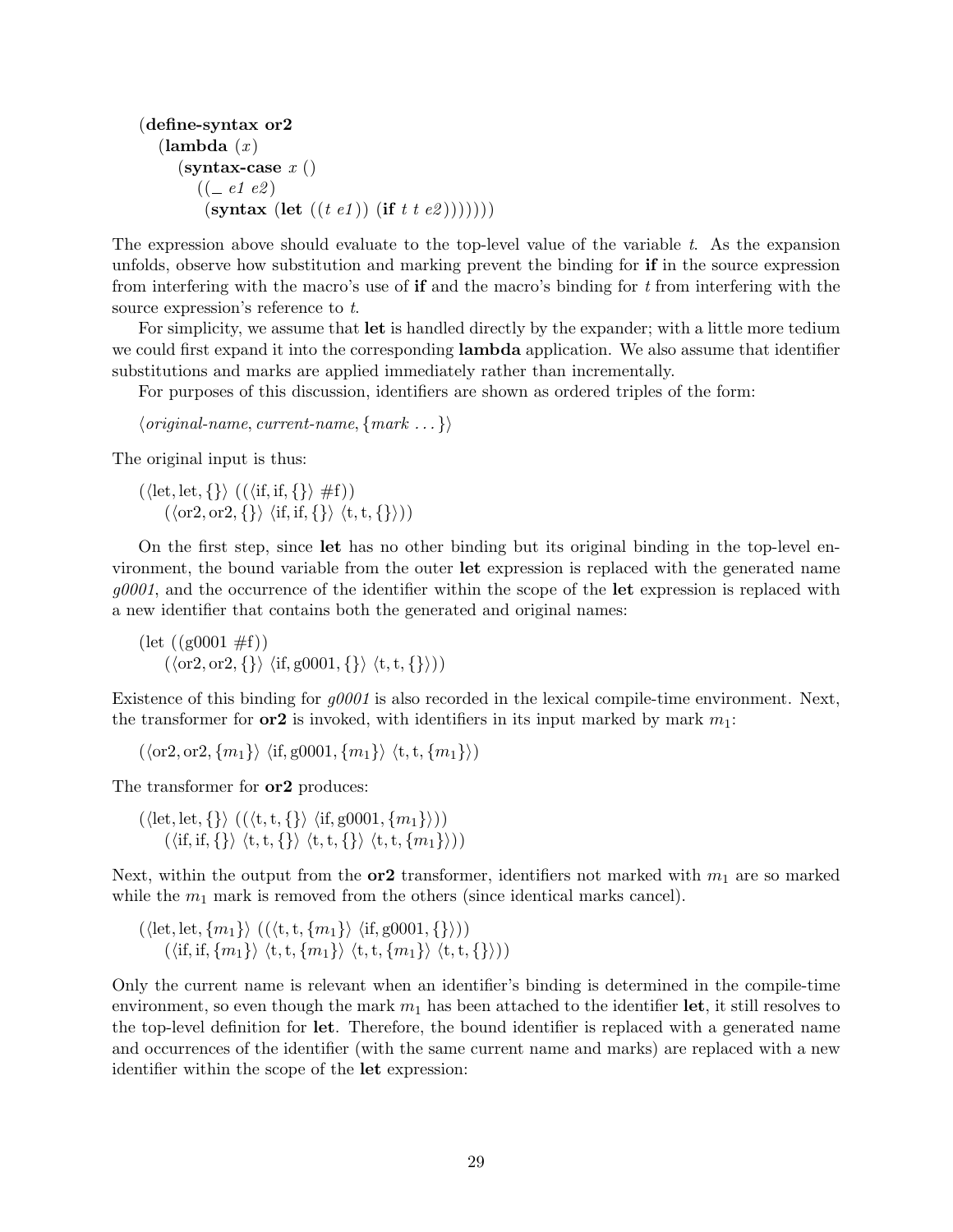```
(define-syntax or2
  (lambda (x)
    (syntax-case x ()
      ((_ e1 e2)
       (syntax (let ((t e1)) (if t t e2)))))))
```

The expression above should evaluate to the top-level value of the variable *t*. As the expansion unfolds, observe how substitution and marking prevent the binding for **if** in the source expression from interfering with the macro's use of **if** and the macro's binding for *t* from interfering with the source expression's reference to *t*.

For simplicity, we assume that **let** is handled directly by the expander; with a little more tedium we could first expand it into the corresponding **lambda** application. We also assume that identifier substitutions and marks are applied immediately rather than incrementally.

For purposes of this discussion, identifiers are shown as ordered triples of the form:

$\langle$*original-name*, *current-name*, $\{$*mark* ...$\}\rangle$

The original input is thus:

$(\langle \text{let}, \text{let}, \{\} \rangle\ ((\langle \text{if}, \text{if}, \{\} \rangle\ \#\text{f}))$
$\quad (\langle \text{or2}, \text{or2}, \{\} \rangle\ \langle \text{if}, \text{if}, \{\} \rangle\ \langle \text{t}, \text{t}, \{\} \rangle))$

On the first step, since **let** has no other binding but its original binding in the top-level environment, the bound variable from the outer **let** expression is replaced with the generated name *g0001*, and the occurrence of the identifier within the scope of the **let** expression is replaced with a new identifier that contains both the generated and original names:

$(\text{let}\ ((\text{g0001}\ \#\text{f}))$
$\quad (\langle \text{or2}, \text{or2}, \{\} \rangle\ \langle \text{if}, \text{g0001}, \{\} \rangle\ \langle \text{t}, \text{t}, \{\} \rangle))$

Existence of this binding for *g0001* is also recorded in the lexical compile-time environment. Next, the transformer for **or2** is invoked, with identifiers in its input marked by mark $m_1$:

$(\langle \text{or2}, \text{or2}, \{m_1\} \rangle\ \langle \text{if}, \text{g0001}, \{m_1\} \rangle\ \langle \text{t}, \text{t}, \{m_1\} \rangle)$

The transformer for **or2** produces:

$(\langle \text{let}, \text{let}, \{\} \rangle\ ((\langle \text{t}, \text{t}, \{\} \rangle\ \langle \text{if}, \text{g0001}, \{m_1\} \rangle))$
$\quad (\langle \text{if}, \text{if}, \{\} \rangle\ \langle \text{t}, \text{t}, \{\} \rangle\ \langle \text{t}, \text{t}, \{\} \rangle\ \langle \text{t}, \text{t}, \{m_1\} \rangle))$

Next, within the output from the **or2** transformer, identifiers not marked with $m_1$ are so marked while the $m_1$ mark is removed from the others (since identical marks cancel).

$(\langle \text{let}, \text{let}, \{m_1\} \rangle\ ((\langle \text{t}, \text{t}, \{m_1\} \rangle\ \langle \text{if}, \text{g0001}, \{\} \rangle))$
$\quad (\langle \text{if}, \text{if}, \{m_1\} \rangle\ \langle \text{t}, \text{t}, \{m_1\} \rangle\ \langle \text{t}, \text{t}, \{m_1\} \rangle\ \langle \text{t}, \text{t}, \{\} \rangle))$

Only the current name is relevant when an identifier's binding is determined in the compile-time environment, so even though the mark $m_1$ has been attached to the identifier **let**, it still resolves to the top-level definition for **let**. Therefore, the bound identifier is replaced with a generated name and occurrences of the identifier (with the same current name and marks) are replaced with a new identifier within the scope of the **let** expression: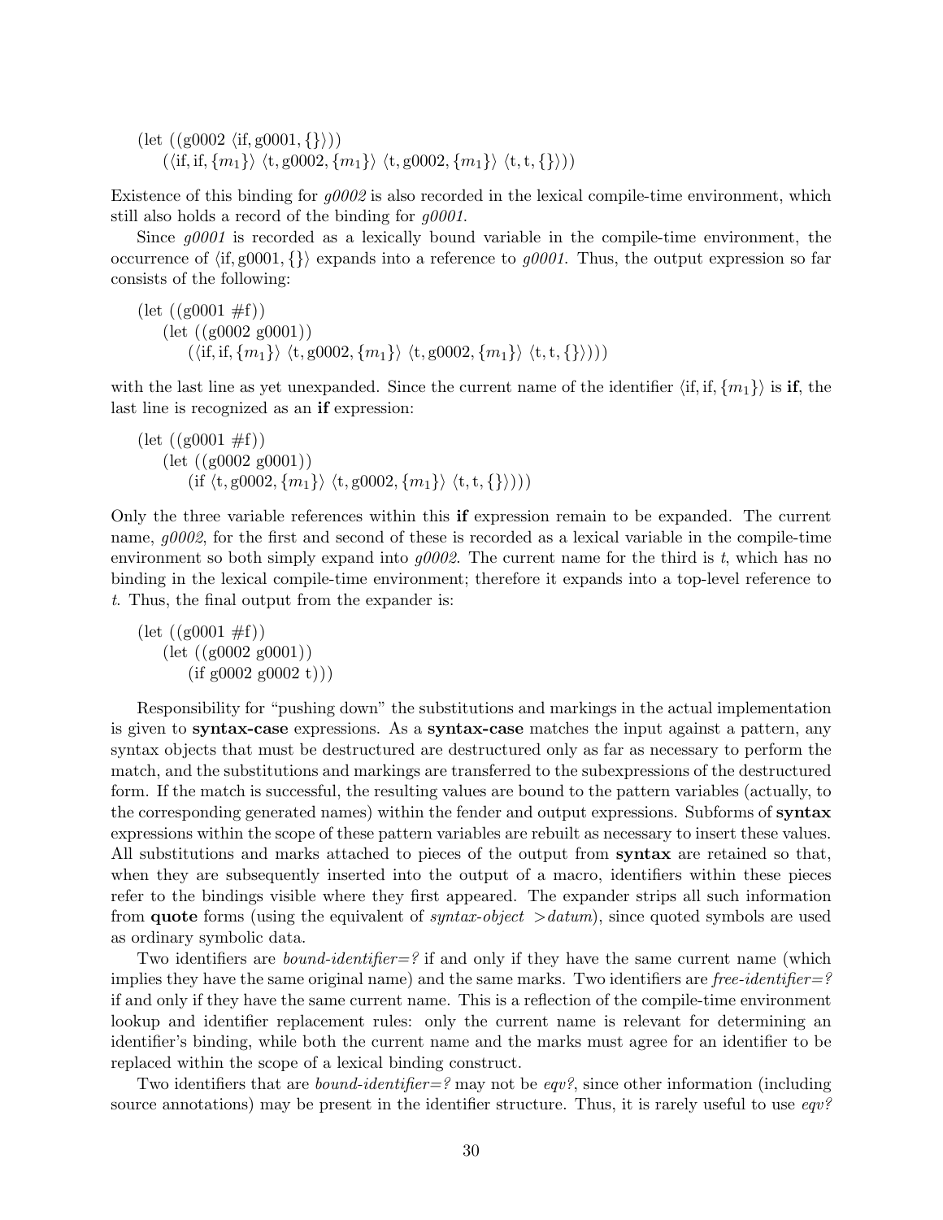(let ((g0002 ⟨if, g0001, {}⟩))
    (⟨if, if, $\{m_1\}$⟩ ⟨t, g0002, $\{m_1\}$⟩ ⟨t, g0002, $\{m_1\}$⟩ ⟨t, t, {}⟩))

Existence of this binding for *g0002* is also recorded in the lexical compile-time environment, which still also holds a record of the binding for *g0001*.

Since *g0001* is recorded as a lexically bound variable in the compile-time environment, the occurrence of ⟨if, g0001, {}⟩ expands into a reference to *g0001*. Thus, the output expression so far consists of the following:

(let ((g0001 #f))
    (let ((g0002 g0001))
        (⟨if, if, $\{m_1\}$⟩ ⟨t, g0002, $\{m_1\}$⟩ ⟨t, g0002, $\{m_1\}$⟩ ⟨t, t, {}⟩)))

with the last line as yet unexpanded. Since the current name of the identifier ⟨if, if, $\{m_1\}$⟩ is **if**, the last line is recognized as an **if** expression:

(let ((g0001 #f))
    (let ((g0002 g0001))
        (if ⟨t, g0002, $\{m_1\}$⟩ ⟨t, g0002, $\{m_1\}$⟩ ⟨t, t, {}⟩)))

Only the three variable references within this **if** expression remain to be expanded. The current name, *g0002*, for the first and second of these is recorded as a lexical variable in the compile-time environment so both simply expand into *g0002*. The current name for the third is *t*, which has no binding in the lexical compile-time environment; therefore it expands into a top-level reference to *t*. Thus, the final output from the expander is:

(let ((g0001 #f))
    (let ((g0002 g0001))
        (if g0002 g0002 t)))

Responsibility for "pushing down" the substitutions and markings in the actual implementation is given to **syntax-case** expressions. As a **syntax-case** matches the input against a pattern, any syntax objects that must be destructured are destructured only as far as necessary to perform the match, and the substitutions and markings are transferred to the subexpressions of the destructured form. If the match is successful, the resulting values are bound to the pattern variables (actually, to the corresponding generated names) within the fender and output expressions. Subforms of **syntax** expressions within the scope of these pattern variables are rebuilt as necessary to insert these values. All substitutions and marks attached to pieces of the output from **syntax** are retained so that, when they are subsequently inserted into the output of a macro, identifiers within these pieces refer to the bindings visible where they first appeared. The expander strips all such information from **quote** forms (using the equivalent of *syntax-object >datum*), since quoted symbols are used as ordinary symbolic data.

Two identifiers are *bound-identifier=?* if and only if they have the same current name (which implies they have the same original name) and the same marks. Two identifiers are *free-identifier=?* if and only if they have the same current name. This is a reflection of the compile-time environment lookup and identifier replacement rules: only the current name is relevant for determining an identifier's binding, while both the current name and the marks must agree for an identifier to be replaced within the scope of a lexical binding construct.

Two identifiers that are *bound-identifier=?* may not be *eqv?*, since other information (including source annotations) may be present in the identifier structure. Thus, it is rarely useful to use *eqv?*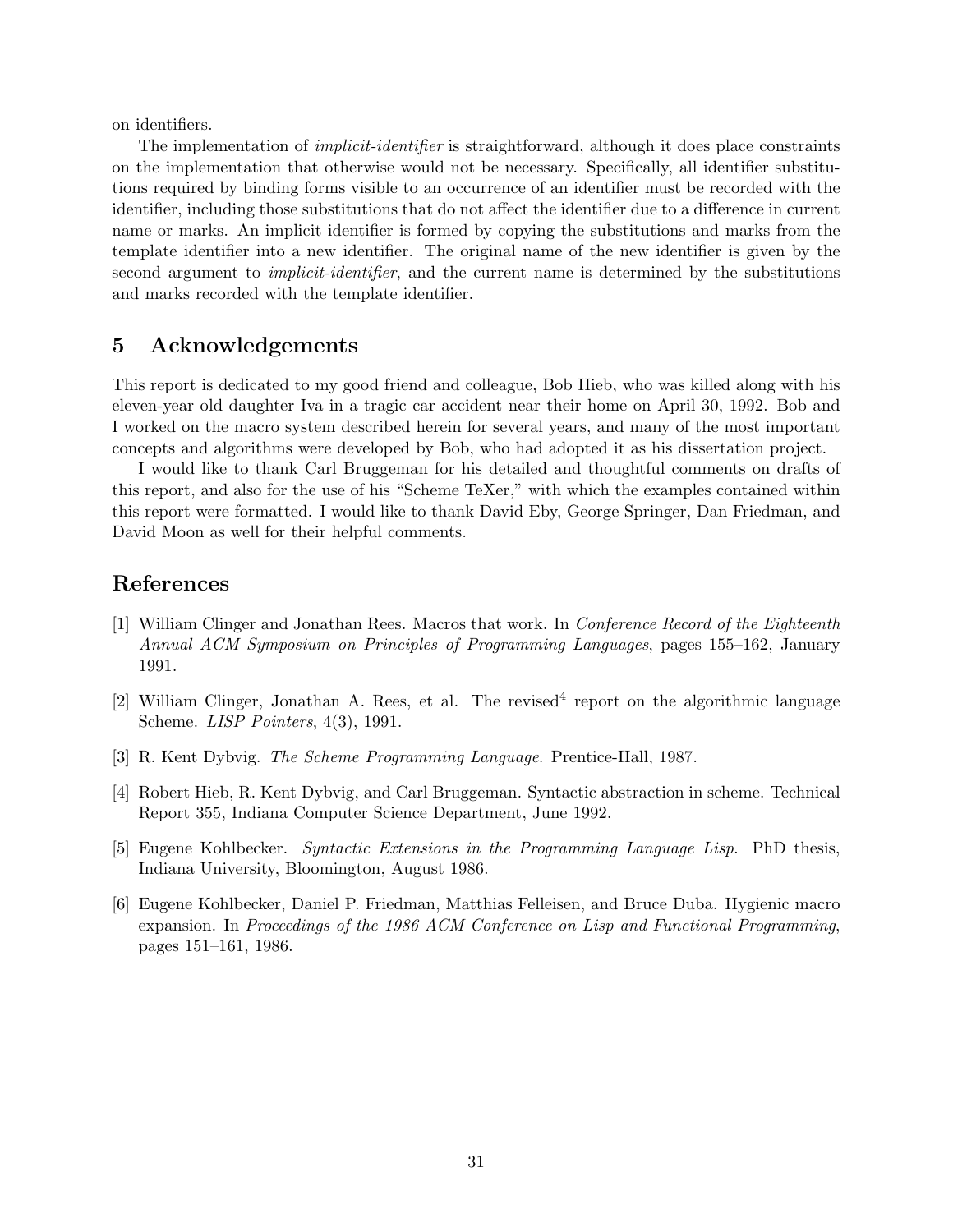on identifiers.

The implementation of *implicit-identifier* is straightforward, although it does place constraints on the implementation that otherwise would not be necessary. Specifically, all identifier substitutions required by binding forms visible to an occurrence of an identifier must be recorded with the identifier, including those substitutions that do not affect the identifier due to a difference in current name or marks. An implicit identifier is formed by copying the substitutions and marks from the template identifier into a new identifier. The original name of the new identifier is given by the second argument to *implicit-identifier*, and the current name is determined by the substitutions and marks recorded with the template identifier.

## 5 Acknowledgements

This report is dedicated to my good friend and colleague, Bob Hieb, who was killed along with his eleven-year old daughter Iva in a tragic car accident near their home on April 30, 1992. Bob and I worked on the macro system described herein for several years, and many of the most important concepts and algorithms were developed by Bob, who had adopted it as his dissertation project.

I would like to thank Carl Bruggeman for his detailed and thoughtful comments on drafts of this report, and also for the use of his "Scheme TeXer," with which the examples contained within this report were formatted. I would like to thank David Eby, George Springer, Dan Friedman, and David Moon as well for their helpful comments.

## References

[1] William Clinger and Jonathan Rees. Macros that work. In *Conference Record of the Eighteenth Annual ACM Symposium on Principles of Programming Languages*, pages 155–162, January 1991.

[2] William Clinger, Jonathan A. Rees, et al. The revised$^4$ report on the algorithmic language Scheme. *LISP Pointers*, 4(3), 1991.

[3] R. Kent Dybvig. *The Scheme Programming Language*. Prentice-Hall, 1987.

[4] Robert Hieb, R. Kent Dybvig, and Carl Bruggeman. Syntactic abstraction in scheme. Technical Report 355, Indiana Computer Science Department, June 1992.

[5] Eugene Kohlbecker. *Syntactic Extensions in the Programming Language Lisp*. PhD thesis, Indiana University, Bloomington, August 1986.

[6] Eugene Kohlbecker, Daniel P. Friedman, Matthias Felleisen, and Bruce Duba. Hygienic macro expansion. In *Proceedings of the 1986 ACM Conference on Lisp and Functional Programming*, pages 151–161, 1986.